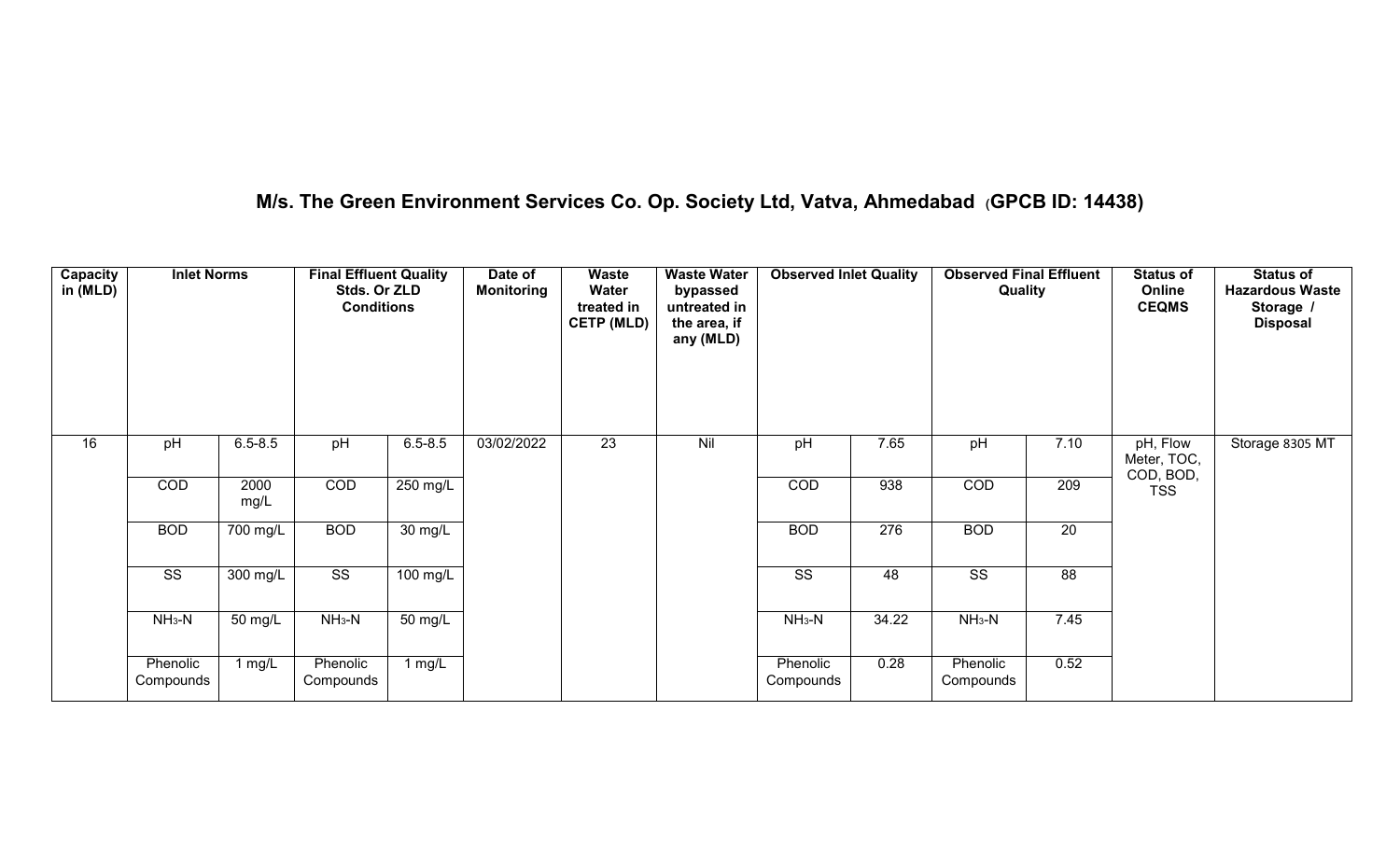## M/s. The Green Environment Services Co. Op. Society Ltd, Vatva, Ahmedabad (GPCB ID: 14438)

| Capacity in (MLD) | Inlet Norms | | Final Effluent Quality Stds. Or ZLD Conditions | | Date of Monitoring | Waste Water treated in CETP (MLD) | Waste Water bypassed untreated in the area, if any (MLD) | Observed Inlet Quality | | Observed Final Effluent Quality | | Status of Online CEQMS | Status of Hazardous Waste Storage / Disposal |
|---|---|---|---|---|---|---|---|---|---|---|---|---|---|
| 16 | pH | 6.5-8.5 | pH | 6.5-8.5 | 03/02/2022 | 23 | Nil | pH | 7.65 | pH | 7.10 | pH, Flow Meter, TOC, COD, BOD, TSS | Storage 8305 MT |
| | COD | 2000 mg/L | COD | 250 mg/L | | | | COD | 938 | COD | 209 | | |
| | BOD | 700 mg/L | BOD | 30 mg/L | | | | BOD | 276 | BOD | 20 | | |
| | SS | 300 mg/L | SS | 100 mg/L | | | | SS | 48 | SS | 88 | | |
| | $NH_3$-N | 50 mg/L | $NH_3$-N | 50 mg/L | | | | $NH_3$-N | 34.22 | $NH_3$-N | 7.45 | | |
| | Phenolic Compounds | 1 mg/L | Phenolic Compounds | 1 mg/L | | | | Phenolic Compounds | 0.28 | Phenolic Compounds | 0.52 | | |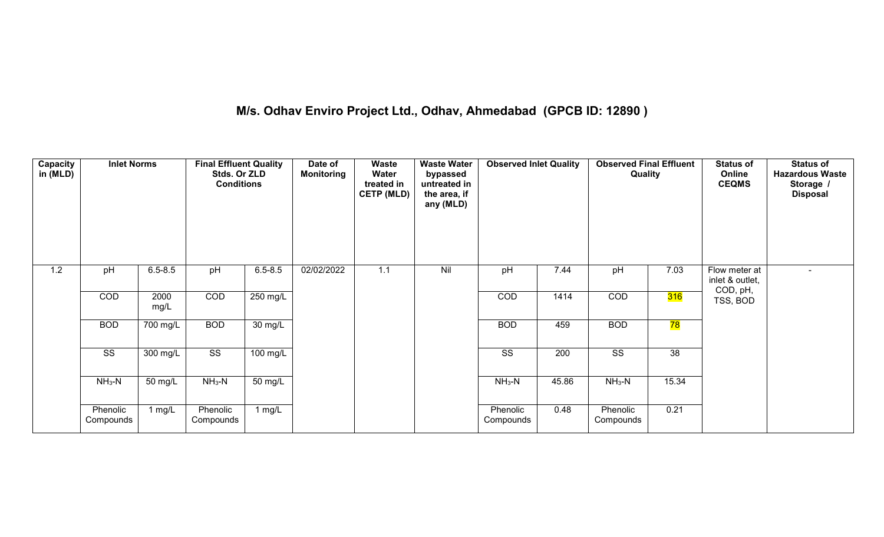## M/s. Odhav Enviro Project Ltd., Odhav, Ahmedabad (GPCB ID: 12890 )

| Capacity in (MLD) | Inlet Norms | | Final Effluent Quality Stds. Or ZLD Conditions | | Date of Monitoring | Waste Water treated in CETP (MLD) | Waste Water bypassed untreated in the area, if any (MLD) | Observed Inlet Quality | | Observed Final Effluent Quality | | Status of Online CEQMS | Status of Hazardous Waste Storage / Disposal |
|---|---|---|---|---|---|---|---|---|---|---|---|---|---|
| 1.2 | pH | 6.5-8.5 | pH | 6.5-8.5 | 02/02/2022 | 1.1 | Nil | pH | 7.44 | pH | 7.03 | Flow meter at inlet & outlet, COD, pH, TSS, BOD | - |
| | COD | 2000 mg/L | COD | 250 mg/L | | | | COD | 1414 | COD | 316 | | |
| | BOD | 700 mg/L | BOD | 30 mg/L | | | | BOD | 459 | BOD | 78 | | |
| | SS | 300 mg/L | SS | 100 mg/L | | | | SS | 200 | SS | 38 | | |
| | $NH_3$-N | 50 mg/L | $NH_3$-N | 50 mg/L | | | | $NH_3$-N | 45.86 | $NH_3$-N | 15.34 | | |
| | Phenolic Compounds | 1 mg/L | Phenolic Compounds | 1 mg/L | | | | Phenolic Compounds | 0.48 | Phenolic Compounds | 0.21 | | |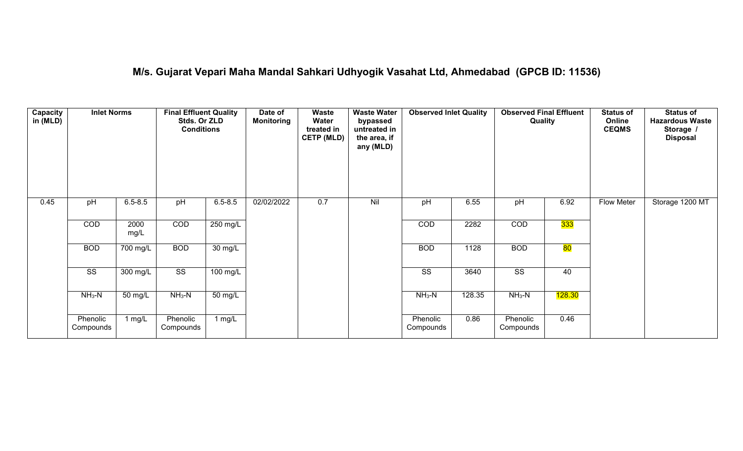## M/s. Gujarat Vepari Maha Mandal Sahkari Udhyogik Vasahat Ltd, Ahmedabad (GPCB ID: 11536)

| Capacity in (MLD) | Inlet Norms | | Final Effluent Quality Stds. Or ZLD Conditions | | Date of Monitoring | Waste Water treated in CETP (MLD) | Waste Water bypassed untreated in the area, if any (MLD) | Observed Inlet Quality | | Observed Final Effluent Quality | | Status of Online CEQMS | Status of Hazardous Waste Storage / Disposal |
|---|---|---|---|---|---|---|---|---|---|---|---|---|---|
| 0.45 | pH | 6.5-8.5 | pH | 6.5-8.5 | 02/02/2022 | 0.7 | Nil | pH | 6.55 | pH | 6.92 | Flow Meter | Storage 1200 MT |
| | COD | 2000 mg/L | COD | 250 mg/L | | | | COD | 2282 | COD | 333 | | |
| | BOD | 700 mg/L | BOD | 30 mg/L | | | | BOD | 1128 | BOD | 80 | | |
| | SS | 300 mg/L | SS | 100 mg/L | | | | SS | 3640 | SS | 40 | | |
| | $NH_3$-N | 50 mg/L | $NH_3$-N | 50 mg/L | | | | $NH_3$-N | 128.35 | $NH_3$-N | 128.30 | | |
| | Phenolic Compounds | 1 mg/L | Phenolic Compounds | 1 mg/L | | | | Phenolic Compounds | 0.86 | Phenolic Compounds | 0.46 | | |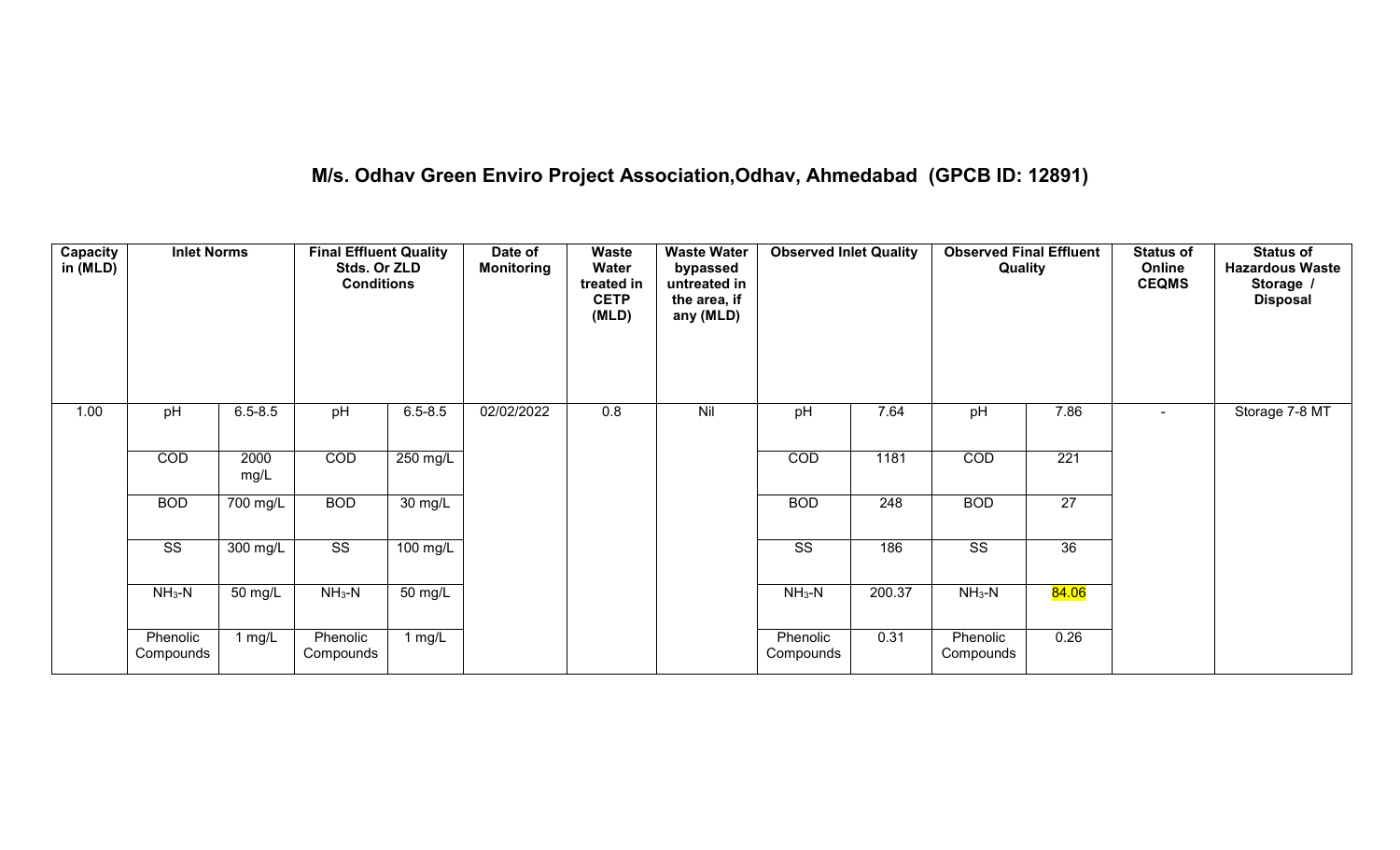# M/s. Odhav Green Enviro Project Association,Odhav, Ahmedabad (GPCB ID: 12891)

| Capacity in (MLD) | Inlet Norms | | Final Effluent Quality Stds. Or ZLD Conditions | | Date of Monitoring | Waste Water treated in CETP (MLD) | Waste Water bypassed untreated in the area, if any (MLD) | Observed Inlet Quality | | Observed Final Effluent Quality | | Status of Online CEQMS | Status of Hazardous Waste Storage / Disposal |
|---|---|---|---|---|---|---|---|---|---|---|---|---|---|
| 1.00 | pH | 6.5-8.5 | pH | 6.5-8.5 | 02/02/2022 | 0.8 | Nil | pH | 7.64 | pH | 7.86 | - | Storage 7-8 MT |
| | COD | 2000 mg/L | COD | 250 mg/L | | | | COD | 1181 | COD | 221 | | |
| | BOD | 700 mg/L | BOD | 30 mg/L | | | | BOD | 248 | BOD | 27 | | |
| | SS | 300 mg/L | SS | 100 mg/L | | | | SS | 186 | SS | 36 | | |
| | $NH_3$-N | 50 mg/L | $NH_3$-N | 50 mg/L | | | | $NH_3$-N | 200.37 | $NH_3$-N | 84.06 | | |
| | Phenolic Compounds | 1 mg/L | Phenolic Compounds | 1 mg/L | | | | Phenolic Compounds | 0.31 | Phenolic Compounds | 0.26 | | |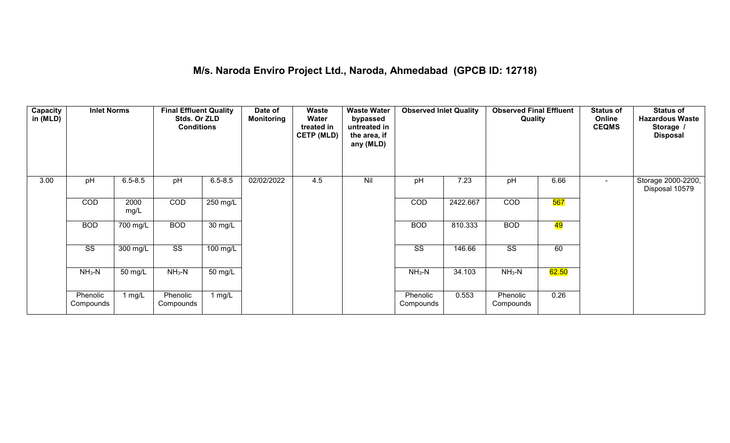# M/s. Naroda Enviro Project Ltd., Naroda, Ahmedabad (GPCB ID: 12718)

| Capacity in (MLD) | Inlet Norms | | Final Effluent Quality Stds. Or ZLD Conditions | | Date of Monitoring | Waste Water treated in CETP (MLD) | Waste Water bypassed untreated in the area, if any (MLD) | Observed Inlet Quality | | Observed Final Effluent Quality | | Status of Online CEQMS | Status of Hazardous Waste Storage / Disposal |
|---|---|---|---|---|---|---|---|---|---|---|---|---|---|
| 3.00 | pH | 6.5-8.5 | pH | 6.5-8.5 | 02/02/2022 | 4.5 | Nil | pH | 7.23 | pH | 6.66 | - | Storage 2000-2200, Disposal 10579 |
| | COD | 2000 mg/L | COD | 250 mg/L | | | | COD | 2422.667 | COD | 567 | | |
| | BOD | 700 mg/L | BOD | 30 mg/L | | | | BOD | 810.333 | BOD | 49 | | |
| | SS | 300 mg/L | SS | 100 mg/L | | | | SS | 146.66 | SS | 60 | | |
| | $NH_3$-N | 50 mg/L | $NH_3$-N | 50 mg/L | | | | $NH_3$-N | 34.103 | $NH_3$-N | 62.50 | | |
| | Phenolic Compounds | 1 mg/L | Phenolic Compounds | 1 mg/L | | | | Phenolic Compounds | 0.553 | Phenolic Compounds | 0.26 | | |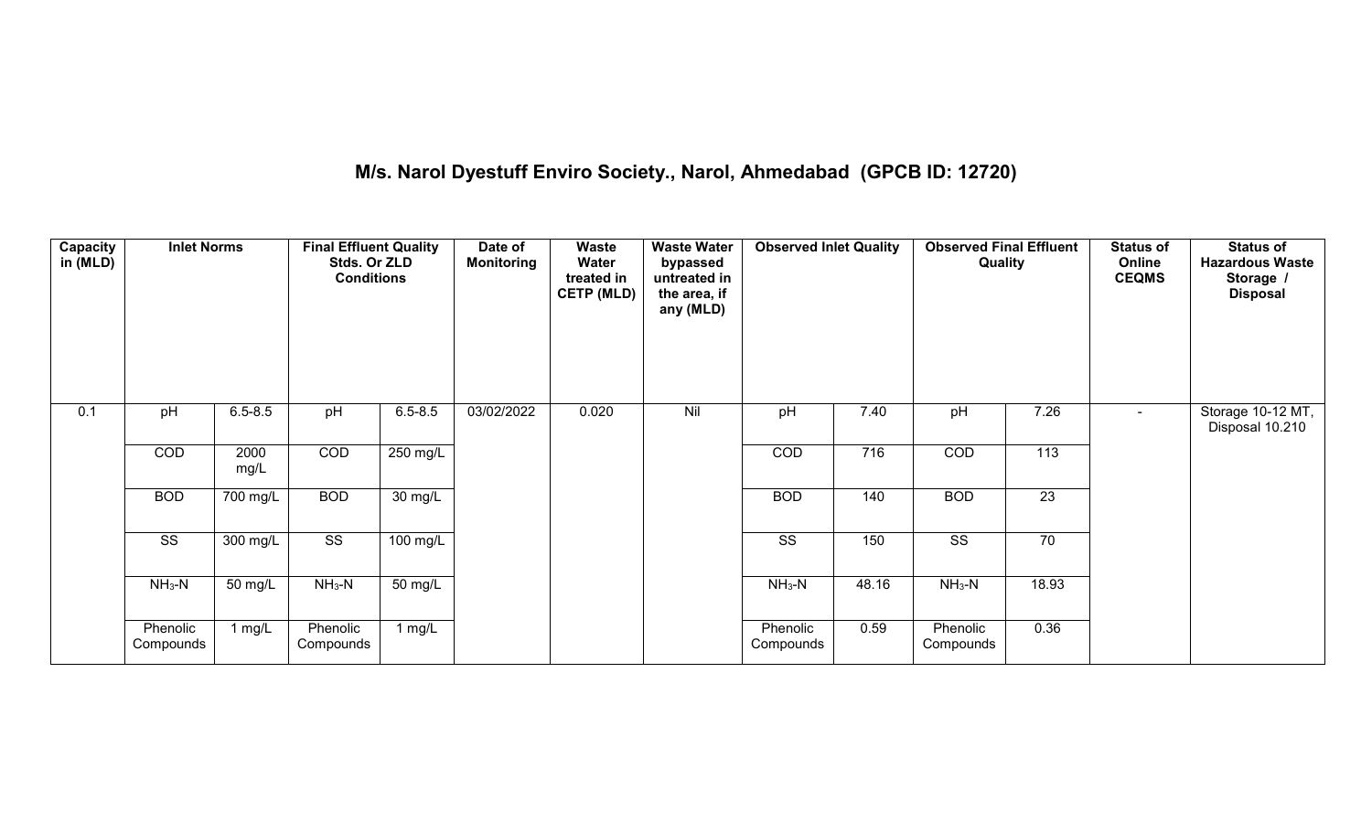## M/s. Narol Dyestuff Enviro Society., Narol, Ahmedabad (GPCB ID: 12720)

| Capacity in (MLD) | Inlet Norms | | Final Effluent Quality Stds. Or ZLD Conditions | | Date of Monitoring | Waste Water treated in CETP (MLD) | Waste Water bypassed untreated in the area, if any (MLD) | Observed Inlet Quality | | Observed Final Effluent Quality | | Status of Online CEQMS | Status of Hazardous Waste Storage / Disposal |
|---|---|---|---|---|---|---|---|---|---|---|---|---|---|
| 0.1 | pH | 6.5-8.5 | pH | 6.5-8.5 | 03/02/2022 | 0.020 | Nil | pH | 7.40 | pH | 7.26 | - | Storage 10-12 MT, Disposal 10.210 |
| | COD | 2000 mg/L | COD | 250 mg/L | | | | COD | 716 | COD | 113 | | |
| | BOD | 700 mg/L | BOD | 30 mg/L | | | | BOD | 140 | BOD | 23 | | |
| | SS | 300 mg/L | SS | 100 mg/L | | | | SS | 150 | SS | 70 | | |
| | $NH_3$-N | 50 mg/L | $NH_3$-N | 50 mg/L | | | | $NH_3$-N | 48.16 | $NH_3$-N | 18.93 | | |
| | Phenolic Compounds | 1 mg/L | Phenolic Compounds | 1 mg/L | | | | Phenolic Compounds | 0.59 | Phenolic Compounds | 0.36 | | |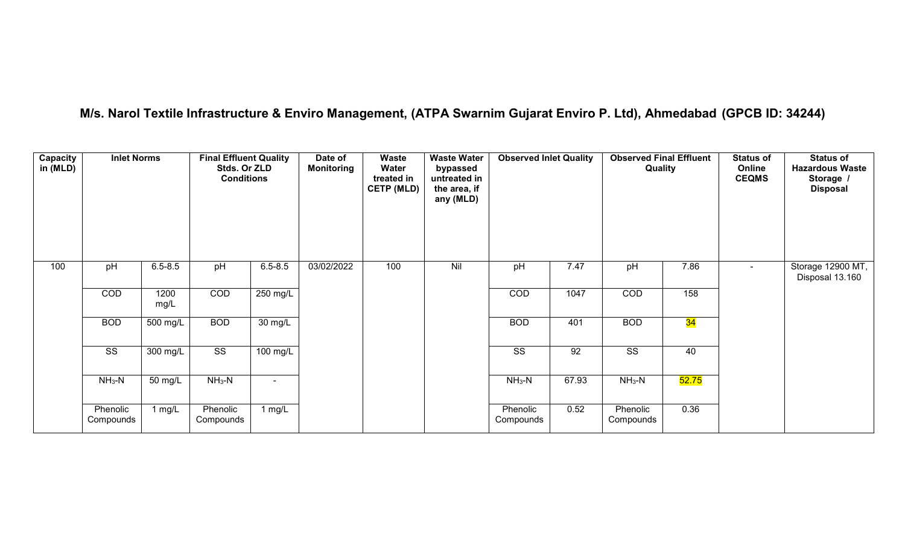## M/s. Narol Textile Infrastructure & Enviro Management, (ATPA Swarnim Gujarat Enviro P. Ltd), Ahmedabad (GPCB ID: 34244)

| Capacity in (MLD) | Inlet Norms | | Final Effluent Quality Stds. Or ZLD Conditions | | Date of Monitoring | Waste Water treated in CETP (MLD) | Waste Water bypassed untreated in the area, if any (MLD) | Observed Inlet Quality | | Observed Final Effluent Quality | | Status of Online CEQMS | Status of Hazardous Waste Storage / Disposal |
|---|---|---|---|---|---|---|---|---|---|---|---|---|---|
| 100 | pH | 6.5-8.5 | pH | 6.5-8.5 | 03/02/2022 | 100 | Nil | pH | 7.47 | pH | 7.86 | - | Storage 12900 MT, Disposal 13.160 |
| | COD | 1200 mg/L | COD | 250 mg/L | | | | COD | 1047 | COD | 158 | | |
| | BOD | 500 mg/L | BOD | 30 mg/L | | | | BOD | 401 | BOD | 34 | | |
| | SS | 300 mg/L | SS | 100 mg/L | | | | SS | 92 | SS | 40 | | |
| | $NH_3$-N | 50 mg/L | $NH_3$-N | - | | | | $NH_3$-N | 67.93 | $NH_3$-N | 52.75 | | |
| | Phenolic Compounds | 1 mg/L | Phenolic Compounds | 1 mg/L | | | | Phenolic Compounds | 0.52 | Phenolic Compounds | 0.36 | | |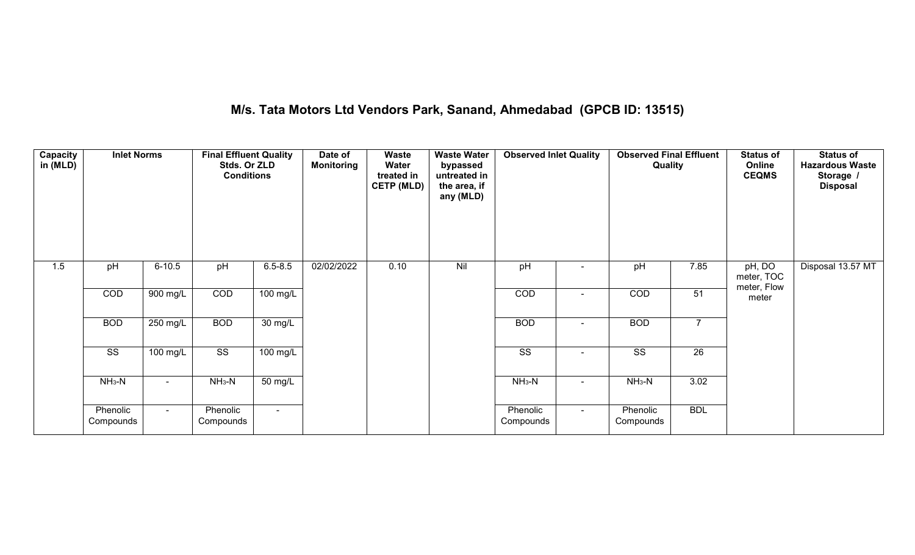# M/s. Tata Motors Ltd Vendors Park, Sanand, Ahmedabad (GPCB ID: 13515)

| Capacity in (MLD) | Inlet Norms | | Final Effluent Quality Stds. Or ZLD Conditions | | Date of Monitoring | Waste Water treated in CETP (MLD) | Waste Water bypassed untreated in the area, if any (MLD) | Observed Inlet Quality | | Observed Final Effluent Quality | | Status of Online CEQMS | Status of Hazardous Waste Storage / Disposal |
|---|---|---|---|---|---|---|---|---|---|---|---|---|---|
| 1.5 | pH | 6-10.5 | pH | 6.5-8.5 | 02/02/2022 | 0.10 | Nil | pH | - | pH | 7.85 | pH, DO meter, TOC meter, Flow meter | Disposal 13.57 MT |
| | COD | 900 mg/L | COD | 100 mg/L | | | | COD | - | COD | 51 | | |
| | BOD | 250 mg/L | BOD | 30 mg/L | | | | BOD | - | BOD | 7 | | |
| | SS | 100 mg/L | SS | 100 mg/L | | | | SS | - | SS | 26 | | |
| | $NH_3$-N | - | $NH_3$-N | 50 mg/L | | | | $NH_3$-N | - | $NH_3$-N | 3.02 | | |
| | Phenolic Compounds | - | Phenolic Compounds | - | | | | Phenolic Compounds | - | Phenolic Compounds | BDL | | |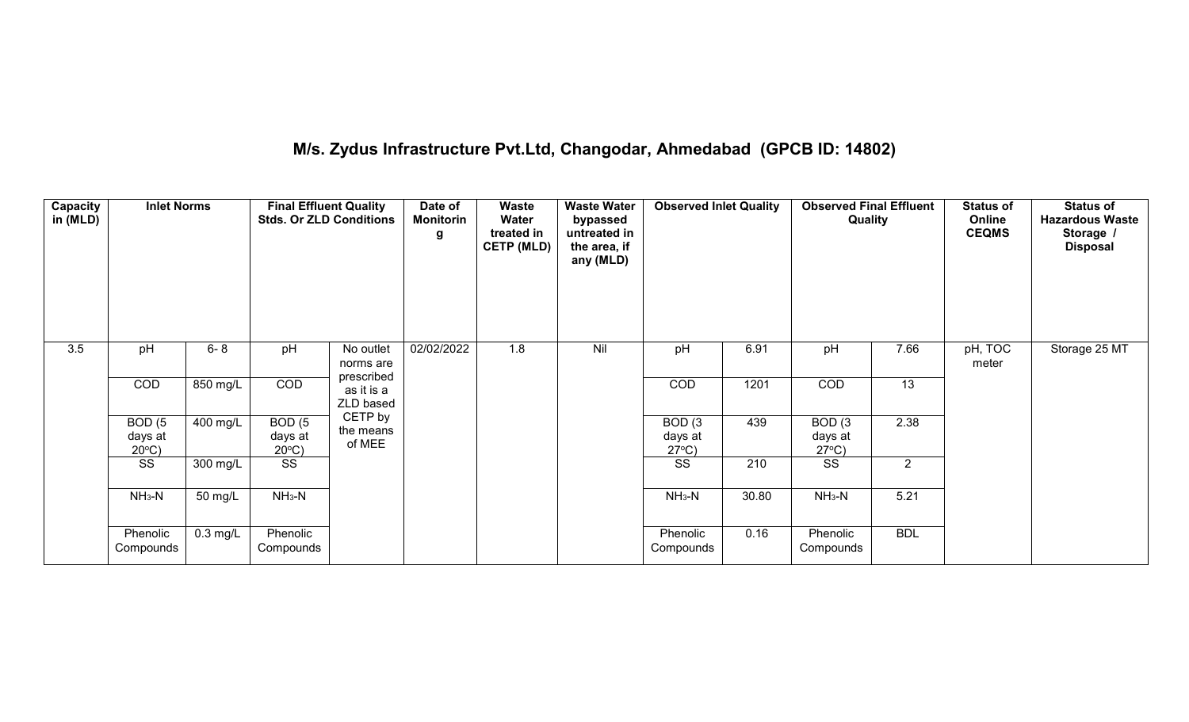# M/s. Zydus Infrastructure Pvt.Ltd, Changodar, Ahmedabad (GPCB ID: 14802)

| Capacity in (MLD) | Inlet Norms | | Final Effluent Quality Stds. Or ZLD Conditions | | Date of Monitoring | Waste Water treated in CETP (MLD) | Waste Water bypassed untreated in the area, if any (MLD) | Observed Inlet Quality | | Observed Final Effluent Quality | | Status of Online CEQMS | Status of Hazardous Waste Storage / Disposal |
|---|---|---|---|---|---|---|---|---|---|---|---|---|---|
| 3.5 | pH | 6- 8 | pH | No outlet norms are prescribed as it is a ZLD based CETP by the means of MEE | 02/02/2022 | 1.8 | Nil | pH | 6.91 | pH | 7.66 | pH, TOC meter | Storage 25 MT |
| | COD | 850 mg/L | COD | | | | | COD | 1201 | COD | 13 | | |
| | BOD (5 days at 20°C) | 400 mg/L | BOD (5 days at 20°C) | | | | | BOD (3 days at 27°C) | 439 | BOD (3 days at 27°C) | 2.38 | | |
| | SS | 300 mg/L | SS | | | | | SS | 210 | SS | 2 | | |
| | $NH_3$-N | 50 mg/L | $NH_3$-N | | | | | $NH_3$-N | 30.80 | $NH_3$-N | 5.21 | | |
| | Phenolic Compounds | 0.3 mg/L | Phenolic Compounds | | | | | Phenolic Compounds | 0.16 | Phenolic Compounds | BDL | | |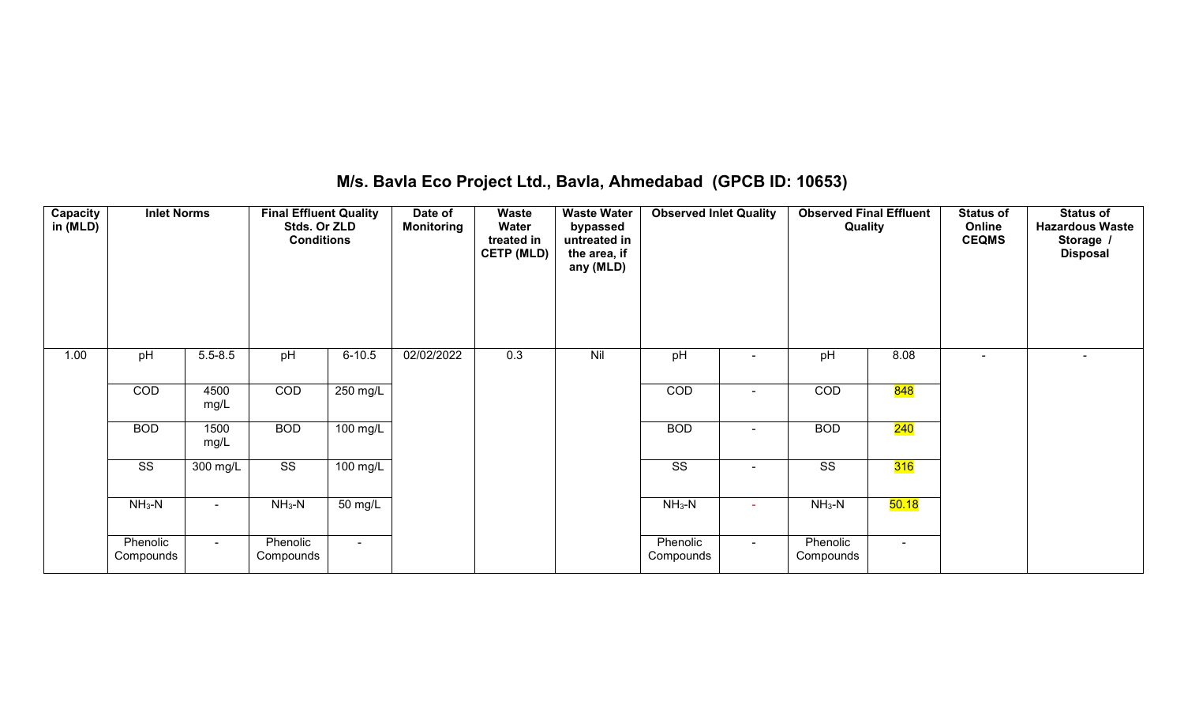## M/s. Bavla Eco Project Ltd., Bavla, Ahmedabad (GPCB ID: 10653)

| Capacity in (MLD) | Inlet Norms | | Final Effluent Quality Stds. Or ZLD Conditions | | Date of Monitoring | Waste Water treated in CETP (MLD) | Waste Water bypassed untreated in the area, if any (MLD) | Observed Inlet Quality | | Observed Final Effluent Quality | | Status of Online CEQMS | Status of Hazardous Waste Storage / Disposal |
|---|---|---|---|---|---|---|---|---|---|---|---|---|---|
| 1.00 | pH | 5.5-8.5 | pH | 6-10.5 | 02/02/2022 | 0.3 | Nil | pH | - | pH | 8.08 | - | - |
| | COD | 4500 mg/L | COD | 250 mg/L | | | | COD | - | COD | 848 | | |
| | BOD | 1500 mg/L | BOD | 100 mg/L | | | | BOD | - | BOD | 240 | | |
| | SS | 300 mg/L | SS | 100 mg/L | | | | SS | - | SS | 316 | | |
| | $NH_3$-N | - | $NH_3$-N | 50 mg/L | | | | $NH_3$-N | - | $NH_3$-N | 50.18 | | |
| | Phenolic Compounds | - | Phenolic Compounds | - | | | | Phenolic Compounds | - | Phenolic Compounds | - | | |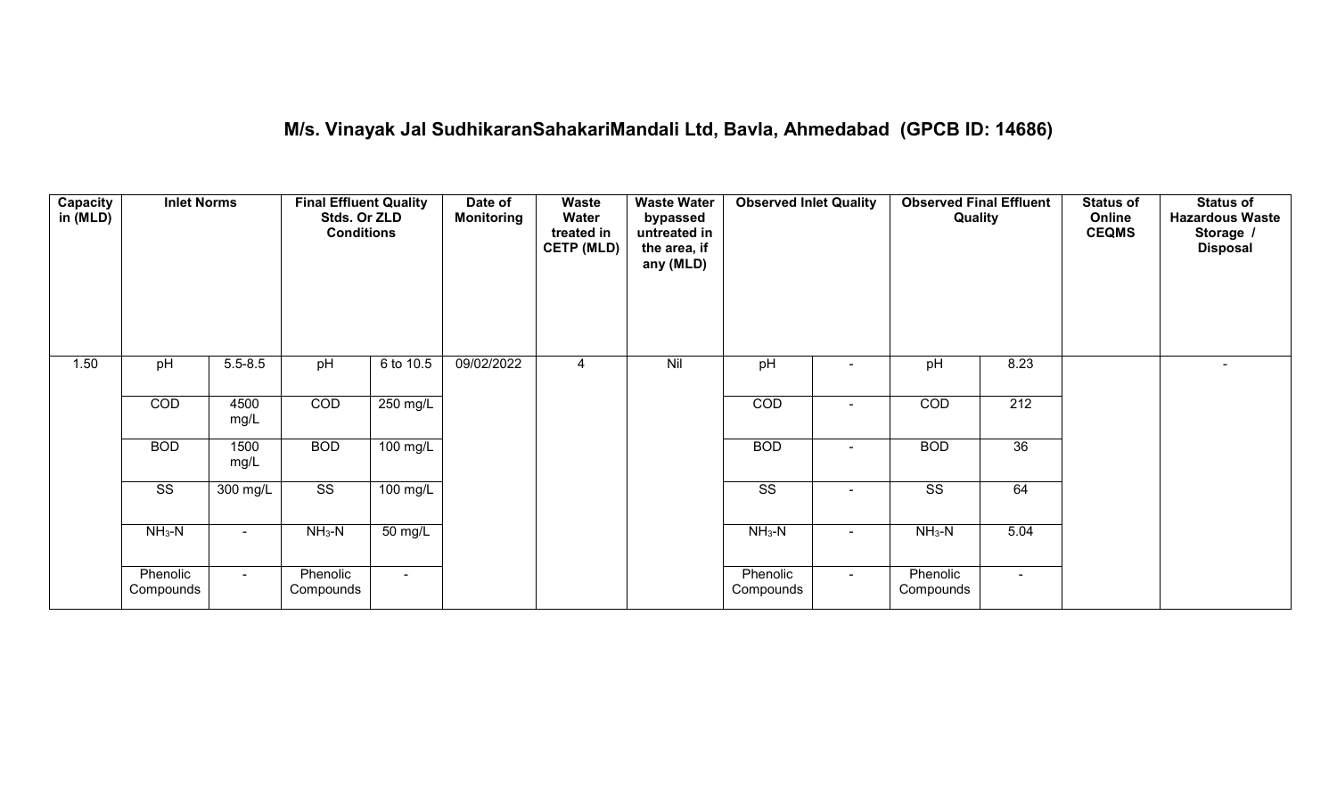## M/s. Vinayak Jal SudhikaranSahakariMandali Ltd, Bavla, Ahmedabad (GPCB ID: 14686)

| Capacity in (MLD) | Inlet Norms | | Final Effluent Quality Stds. Or ZLD Conditions | | Date of Monitoring | Waste Water treated in CETP (MLD) | Waste Water bypassed untreated in the area, if any (MLD) | Observed Inlet Quality | | Observed Final Effluent Quality | | Status of Online CEQMS | Status of Hazardous Waste Storage / Disposal |
|---|---|---|---|---|---|---|---|---|---|---|---|---|---|
| 1.50 | pH | 5.5-8.5 | pH | 6 to 10.5 | 09/02/2022 | 4 | Nil | pH | - | pH | 8.23 | | - |
| | COD | 4500 mg/L | COD | 250 mg/L | | | | COD | - | COD | 212 | | |
| | BOD | 1500 mg/L | BOD | 100 mg/L | | | | BOD | - | BOD | 36 | | |
| | SS | 300 mg/L | SS | 100 mg/L | | | | SS | - | SS | 64 | | |
| | $NH_3$-N | - | $NH_3$-N | 50 mg/L | | | | $NH_3$-N | - | $NH_3$-N | 5.04 | | |
| | Phenolic Compounds | - | Phenolic Compounds | - | | | | Phenolic Compounds | - | Phenolic Compounds | - | | |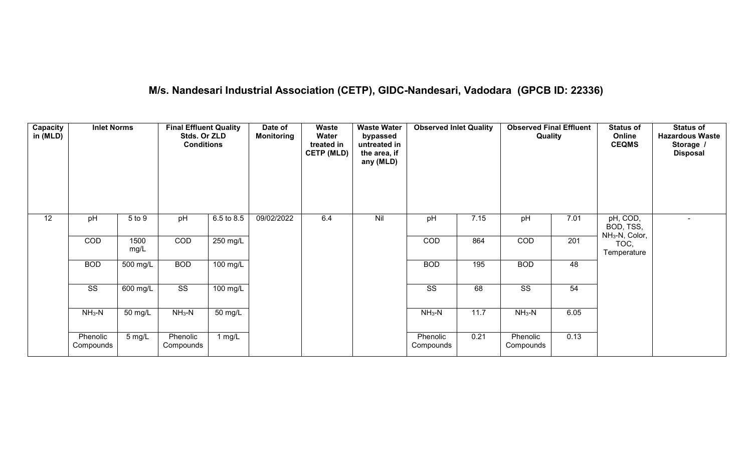## M/s. Nandesari Industrial Association (CETP), GIDC-Nandesari, Vadodara (GPCB ID: 22336)

| Capacity in (MLD) | Inlet Norms | | Final Effluent Quality Stds. Or ZLD Conditions | | Date of Monitoring | Waste Water treated in CETP (MLD) | Waste Water bypassed untreated in the area, if any (MLD) | Observed Inlet Quality | | Observed Final Effluent Quality | | Status of Online CEQMS | Status of Hazardous Waste Storage / Disposal |
|---|---|---|---|---|---|---|---|---|---|---|---|---|---|
| 12 | pH | 5 to 9 | pH | 6.5 to 8.5 | 09/02/2022 | 6.4 | Nil | pH | 7.15 | pH | 7.01 | pH, COD, BOD, TSS, $NH_3$-N, Color, TOC, Temperature | - |
| | COD | 1500 mg/L | COD | 250 mg/L | | | | COD | 864 | COD | 201 | | |
| | BOD | 500 mg/L | BOD | 100 mg/L | | | | BOD | 195 | BOD | 48 | | |
| | SS | 600 mg/L | SS | 100 mg/L | | | | SS | 68 | SS | 54 | | |
| | $NH_3$-N | 50 mg/L | $NH_3$-N | 50 mg/L | | | | $NH_3$-N | 11.7 | $NH_3$-N | 6.05 | | |
| | Phenolic Compounds | 5 mg/L | Phenolic Compounds | 1 mg/L | | | | Phenolic Compounds | 0.21 | Phenolic Compounds | 0.13 | | |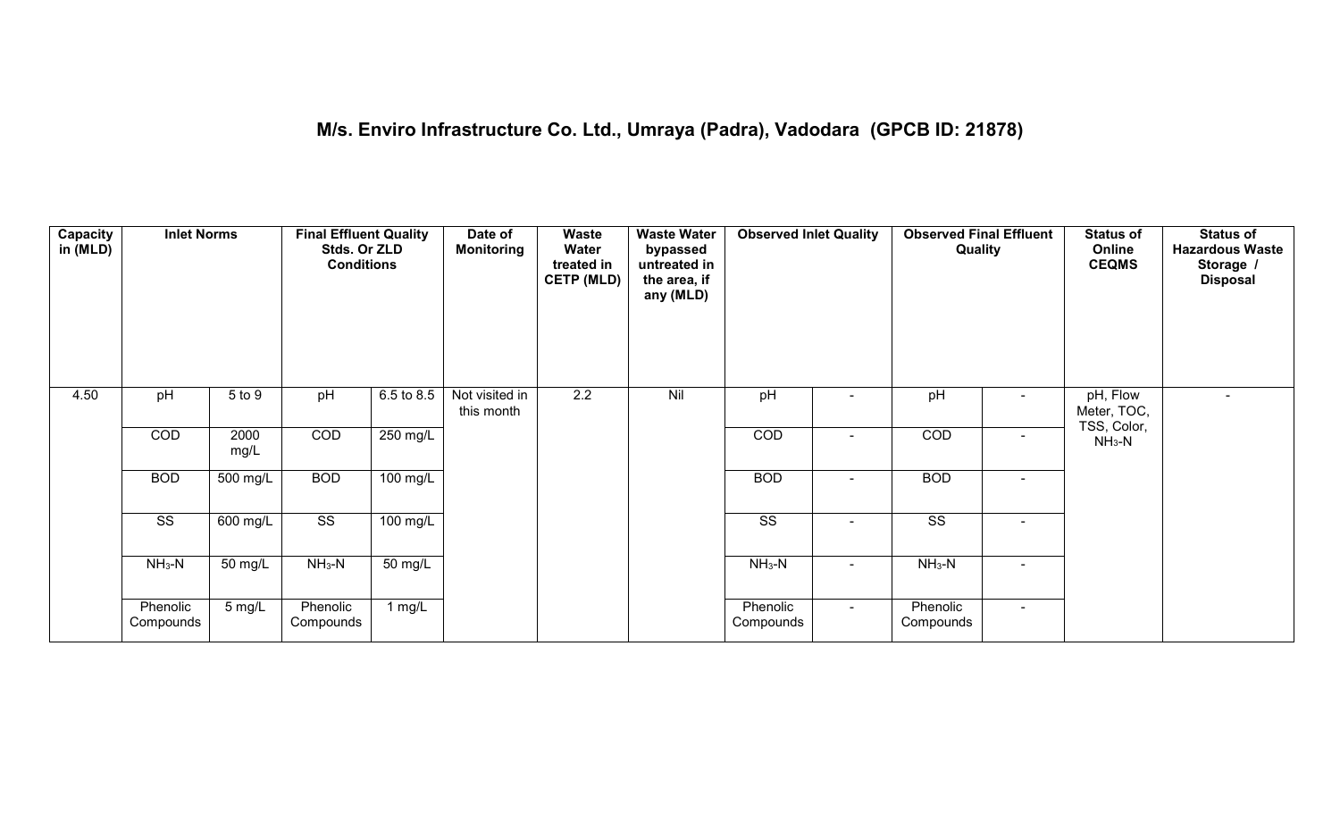# M/s. Enviro Infrastructure Co. Ltd., Umraya (Padra), Vadodara (GPCB ID: 21878)

| Capacity in (MLD) | Inlet Norms | | Final Effluent Quality Stds. Or ZLD Conditions | | Date of Monitoring | Waste Water treated in CETP (MLD) | Waste Water bypassed untreated in the area, if any (MLD) | Observed Inlet Quality | | Observed Final Effluent Quality | | Status of Online CEQMS | Status of Hazardous Waste Storage / Disposal |
|---|---|---|---|---|---|---|---|---|---|---|---|---|---|
| 4.50 | pH | 5 to 9 | pH | 6.5 to 8.5 | Not visited in this month | 2.2 | Nil | pH | - | pH | - | pH, Flow Meter, TOC, TSS, Color, $NH_3$-N | - |
| | COD | 2000 mg/L | COD | 250 mg/L | | | | COD | - | COD | - | | |
| | BOD | 500 mg/L | BOD | 100 mg/L | | | | BOD | - | BOD | - | | |
| | SS | 600 mg/L | SS | 100 mg/L | | | | SS | - | SS | - | | |
| | $NH_3$-N | 50 mg/L | $NH_3$-N | 50 mg/L | | | | $NH_3$-N | - | $NH_3$-N | - | | |
| | Phenolic Compounds | 5 mg/L | Phenolic Compounds | 1 mg/L | | | | Phenolic Compounds | - | Phenolic Compounds | - | | |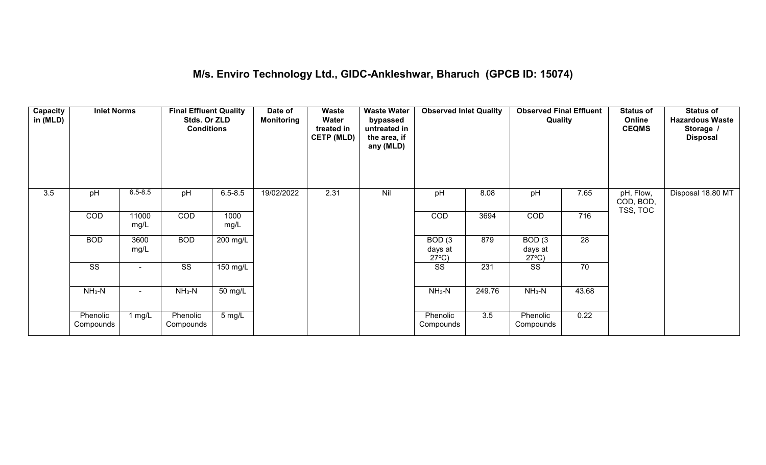## M/s. Enviro Technology Ltd., GIDC-Ankleshwar, Bharuch (GPCB ID: 15074)

| Capacity in (MLD) | Inlet Norms | | Final Effluent Quality Stds. Or ZLD Conditions | | Date of Monitoring | Waste Water treated in CETP (MLD) | Waste Water bypassed untreated in the area, if any (MLD) | Observed Inlet Quality | | Observed Final Effluent Quality | | Status of Online CEQMS | Status of Hazardous Waste Storage / Disposal |
|---|---|---|---|---|---|---|---|---|---|---|---|---|---|
| 3.5 | pH | 6.5-8.5 | pH | 6.5-8.5 | 19/02/2022 | 2.31 | Nil | pH | 8.08 | pH | 7.65 | pH, Flow, COD, BOD, TSS, TOC | Disposal 18.80 MT |
| | COD | 11000 mg/L | COD | 1000 mg/L | | | | COD | 3694 | COD | 716 | | |
| | BOD | 3600 mg/L | BOD | 200 mg/L | | | | BOD (3 days at 27°C) | 879 | BOD (3 days at 27°C) | 28 | | |
| | SS | - | SS | 150 mg/L | | | | SS | 231 | SS | 70 | | |
| | $NH_3$-N | - | $NH_3$-N | 50 mg/L | | | | $NH_3$-N | 249.76 | $NH_3$-N | 43.68 | | |
| | Phenolic Compounds | 1 mg/L | Phenolic Compounds | 5 mg/L | | | | Phenolic Compounds | 3.5 | Phenolic Compounds | 0.22 | | |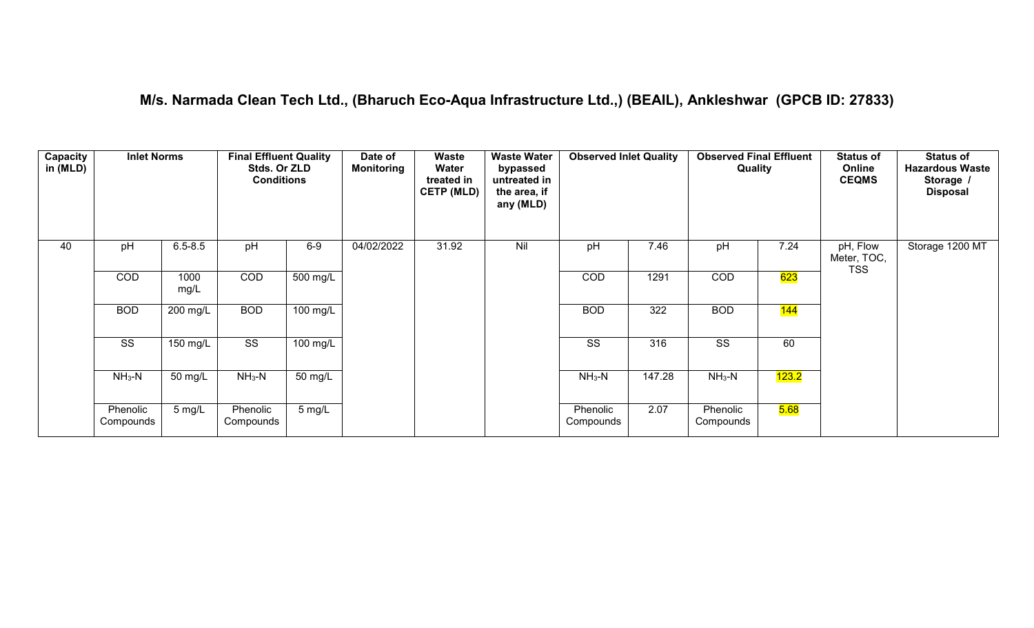# M/s. Narmada Clean Tech Ltd., (Bharuch Eco-Aqua Infrastructure Ltd.,) (BEAIL), Ankleshwar (GPCB ID: 27833)

| Capacity in (MLD) | Inlet Norms | | Final Effluent Quality Stds. Or ZLD Conditions | | Date of Monitoring | Waste Water treated in CETP (MLD) | Waste Water bypassed untreated in the area, if any (MLD) | Observed Inlet Quality | | Observed Final Effluent Quality | | Status of Online CEQMS | Status of Hazardous Waste Storage / Disposal |
|---|---|---|---|---|---|---|---|---|---|---|---|---|---|
| 40 | pH | 6.5-8.5 | pH | 6-9 | 04/02/2022 | 31.92 | Nil | pH | 7.46 | pH | 7.24 | pH, Flow Meter, TOC, TSS | Storage 1200 MT |
| | COD | 1000 mg/L | COD | 500 mg/L | | | | COD | 1291 | COD | 623 | | |
| | BOD | 200 mg/L | BOD | 100 mg/L | | | | BOD | 322 | BOD | 144 | | |
| | SS | 150 mg/L | SS | 100 mg/L | | | | SS | 316 | SS | 60 | | |
| | $NH_3$-N | 50 mg/L | $NH_3$-N | 50 mg/L | | | | $NH_3$-N | 147.28 | $NH_3$-N | 123.2 | | |
| | Phenolic Compounds | 5 mg/L | Phenolic Compounds | 5 mg/L | | | | Phenolic Compounds | 2.07 | Phenolic Compounds | 5.68 | | |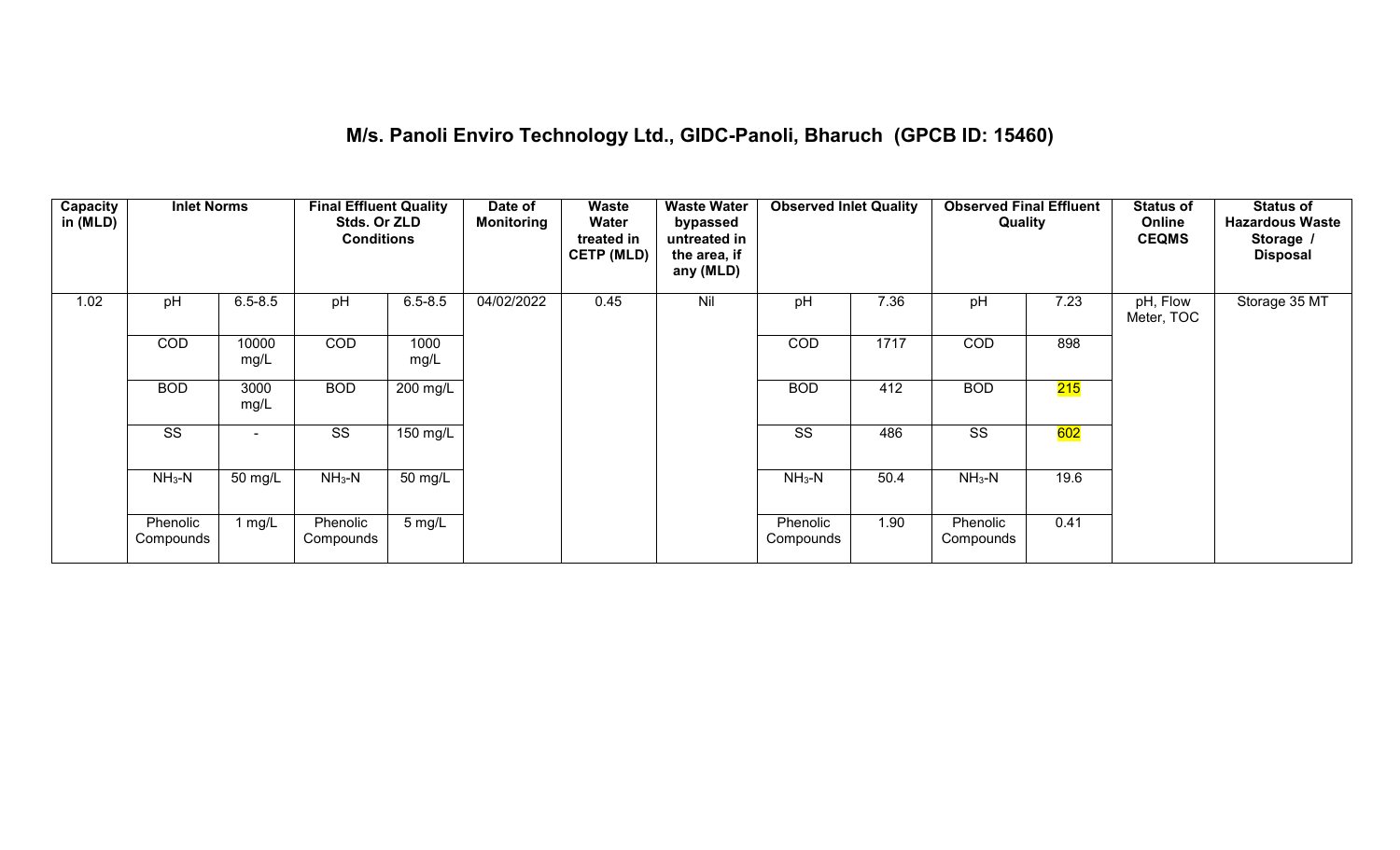## M/s. Panoli Enviro Technology Ltd., GIDC-Panoli, Bharuch (GPCB ID: 15460)

| Capacity in (MLD) | Inlet Norms | | Final Effluent Quality Stds. Or ZLD Conditions | | Date of Monitoring | Waste Water treated in CETP (MLD) | Waste Water bypassed untreated in the area, if any (MLD) | Observed Inlet Quality | | Observed Final Effluent Quality | | Status of Online CEQMS | Status of Hazardous Waste Storage / Disposal |
|---|---|---|---|---|---|---|---|---|---|---|---|---|---|
| 1.02 | pH | 6.5-8.5 | pH | 6.5-8.5 | 04/02/2022 | 0.45 | Nil | pH | 7.36 | pH | 7.23 | pH, Flow Meter, TOC | Storage 35 MT |
| | COD | 10000 mg/L | COD | 1000 mg/L | | | | COD | 1717 | COD | 898 | | |
| | BOD | 3000 mg/L | BOD | 200 mg/L | | | | BOD | 412 | BOD | 215 | | |
| | SS | - | SS | 150 mg/L | | | | SS | 486 | SS | 602 | | |
| | $NH_3$-N | 50 mg/L | $NH_3$-N | 50 mg/L | | | | $NH_3$-N | 50.4 | $NH_3$-N | 19.6 | | |
| | Phenolic Compounds | 1 mg/L | Phenolic Compounds | 5 mg/L | | | | Phenolic Compounds | 1.90 | Phenolic Compounds | 0.41 | | |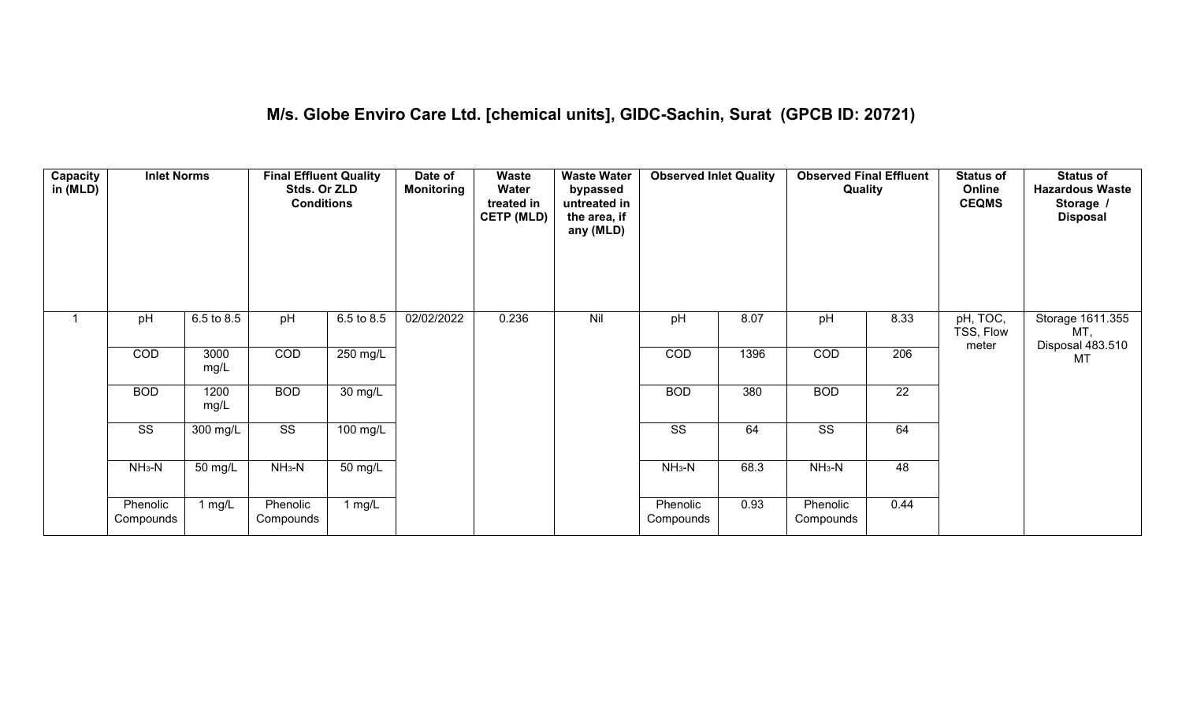# M/s. Globe Enviro Care Ltd. [chemical units], GIDC-Sachin, Surat (GPCB ID: 20721)

| Capacity in (MLD) | Inlet Norms | | Final Effluent Quality Stds. Or ZLD Conditions | | Date of Monitoring | Waste Water treated in CETP (MLD) | Waste Water bypassed untreated in the area, if any (MLD) | Observed Inlet Quality | | Observed Final Effluent Quality | | Status of Online CEQMS | Status of Hazardous Waste Storage / Disposal |
|---|---|---|---|---|---|---|---|---|---|---|---|---|---|
| 1 | pH | 6.5 to 8.5 | pH | 6.5 to 8.5 | 02/02/2022 | 0.236 | Nil | pH | 8.07 | pH | 8.33 | pH, TOC, TSS, Flow meter | Storage 1611.355 MT, Disposal 483.510 MT |
| | COD | 3000 mg/L | COD | 250 mg/L | | | | COD | 1396 | COD | 206 | | |
| | BOD | 1200 mg/L | BOD | 30 mg/L | | | | BOD | 380 | BOD | 22 | | |
| | SS | 300 mg/L | SS | 100 mg/L | | | | SS | 64 | SS | 64 | | |
| | $NH_3$-N | 50 mg/L | $NH_3$-N | 50 mg/L | | | | $NH_3$-N | 68.3 | $NH_3$-N | 48 | | |
| | Phenolic Compounds | 1 mg/L | Phenolic Compounds | 1 mg/L | | | | Phenolic Compounds | 0.93 | Phenolic Compounds | 0.44 | | |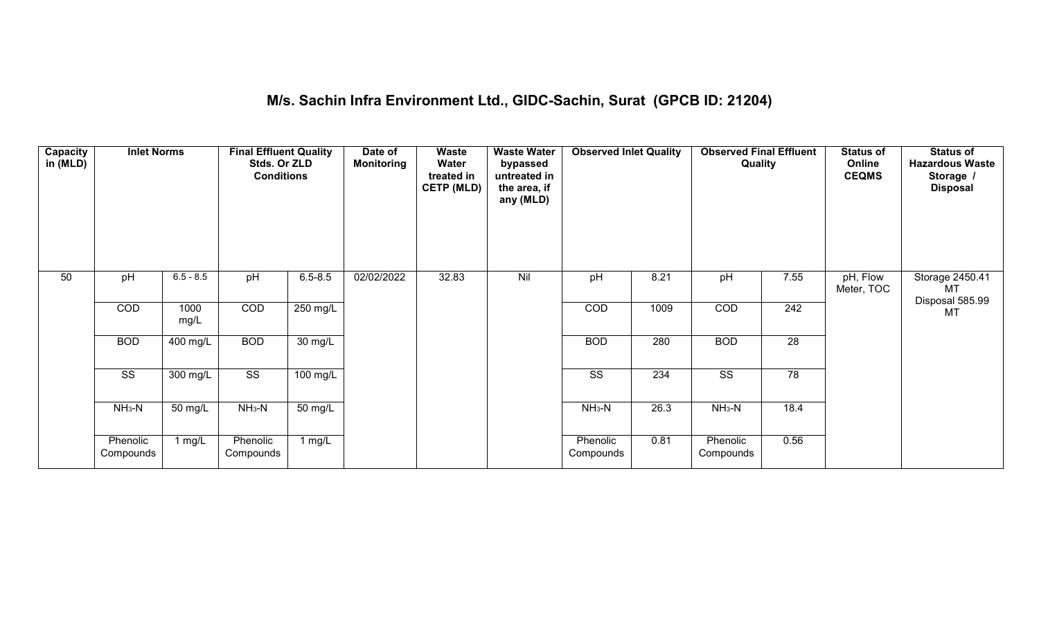## M/s. Sachin Infra Environment Ltd., GIDC-Sachin, Surat (GPCB ID: 21204)

| Capacity in (MLD) | Inlet Norms | | Final Effluent Quality Stds. Or ZLD Conditions | | Date of Monitoring | Waste Water treated in CETP (MLD) | Waste Water bypassed untreated in the area, if any (MLD) | Observed Inlet Quality | | Observed Final Effluent Quality | | Status of Online CEQMS | Status of Hazardous Waste Storage / Disposal |
|---|---|---|---|---|---|---|---|---|---|---|---|---|---|
| 50 | pH | 6.5 - 8.5 | pH | 6.5-8.5 | 02/02/2022 | 32.83 | Nil | pH | 8.21 | pH | 7.55 | pH, Flow Meter, TOC | Storage 2450.41 MT Disposal 585.99 MT |
| | COD | 1000 mg/L | COD | 250 mg/L | | | | COD | 1009 | COD | 242 | | |
| | BOD | 400 mg/L | BOD | 30 mg/L | | | | BOD | 280 | BOD | 28 | | |
| | SS | 300 mg/L | SS | 100 mg/L | | | | SS | 234 | SS | 78 | | |
| | $NH_3$-N | 50 mg/L | $NH_3$-N | 50 mg/L | | | | $NH_3$-N | 26.3 | $NH_3$-N | 18.4 | | |
| | Phenolic Compounds | 1 mg/L | Phenolic Compounds | 1 mg/L | | | | Phenolic Compounds | 0.81 | Phenolic Compounds | 0.56 | | |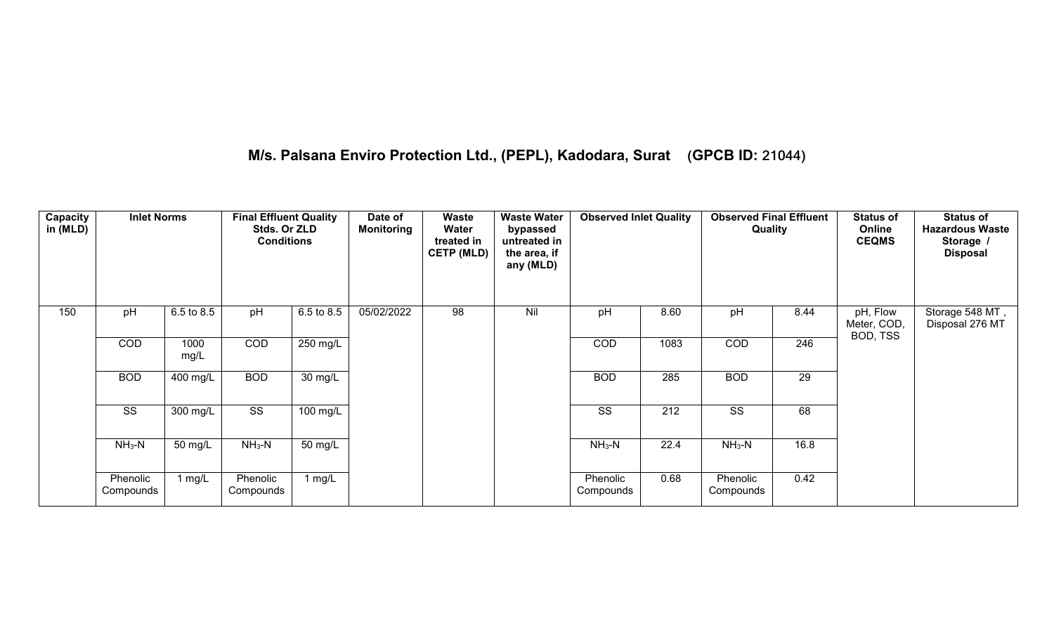## M/s. Palsana Enviro Protection Ltd., (PEPL), Kadodara, Surat (GPCB ID: 21044)

| Capacity in (MLD) | Inlet Norms | | Final Effluent Quality Stds. Or ZLD Conditions | | Date of Monitoring | Waste Water treated in CETP (MLD) | Waste Water bypassed untreated in the area, if any (MLD) | Observed Inlet Quality | | Observed Final Effluent Quality | | Status of Online CEQMS | Status of Hazardous Waste Storage / Disposal |
|---|---|---|---|---|---|---|---|---|---|---|---|---|---|
| 150 | pH | 6.5 to 8.5 | pH | 6.5 to 8.5 | 05/02/2022 | 98 | Nil | pH | 8.60 | pH | 8.44 | pH, Flow Meter, COD, BOD, TSS | Storage 548 MT , Disposal 276 MT |
| | COD | 1000 mg/L | COD | 250 mg/L | | | | COD | 1083 | COD | 246 | | |
| | BOD | 400 mg/L | BOD | 30 mg/L | | | | BOD | 285 | BOD | 29 | | |
| | SS | 300 mg/L | SS | 100 mg/L | | | | SS | 212 | SS | 68 | | |
| | $NH_3$-N | 50 mg/L | $NH_3$-N | 50 mg/L | | | | $NH_3$-N | 22.4 | $NH_3$-N | 16.8 | | |
| | Phenolic Compounds | 1 mg/L | Phenolic Compounds | 1 mg/L | | | | Phenolic Compounds | 0.68 | Phenolic Compounds | 0.42 | | |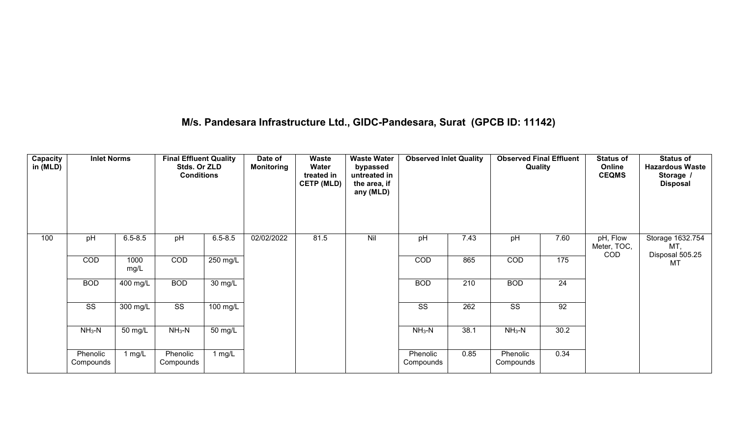## M/s. Pandesara Infrastructure Ltd., GIDC-Pandesara, Surat (GPCB ID: 11142)

| Capacity in (MLD) | Inlet Norms | | Final Effluent Quality Stds. Or ZLD Conditions | | Date of Monitoring | Waste Water treated in CETP (MLD) | Waste Water bypassed untreated in the area, if any (MLD) | Observed Inlet Quality | | Observed Final Effluent Quality | | Status of Online CEQMS | Status of Hazardous Waste Storage / Disposal |
|---|---|---|---|---|---|---|---|---|---|---|---|---|---|
| 100 | pH | 6.5-8.5 | pH | 6.5-8.5 | 02/02/2022 | 81.5 | Nil | pH | 7.43 | pH | 7.60 | pH, Flow Meter, TOC, COD | Storage 1632.754 MT, Disposal 505.25 MT |
| | COD | 1000 mg/L | COD | 250 mg/L | | | | COD | 865 | COD | 175 | | |
| | BOD | 400 mg/L | BOD | 30 mg/L | | | | BOD | 210 | BOD | 24 | | |
| | SS | 300 mg/L | SS | 100 mg/L | | | | SS | 262 | SS | 92 | | |
| | $NH_3$-N | 50 mg/L | $NH_3$-N | 50 mg/L | | | | $NH_3$-N | 38.1 | $NH_3$-N | 30.2 | | |
| | Phenolic Compounds | 1 mg/L | Phenolic Compounds | 1 mg/L | | | | Phenolic Compounds | 0.85 | Phenolic Compounds | 0.34 | | |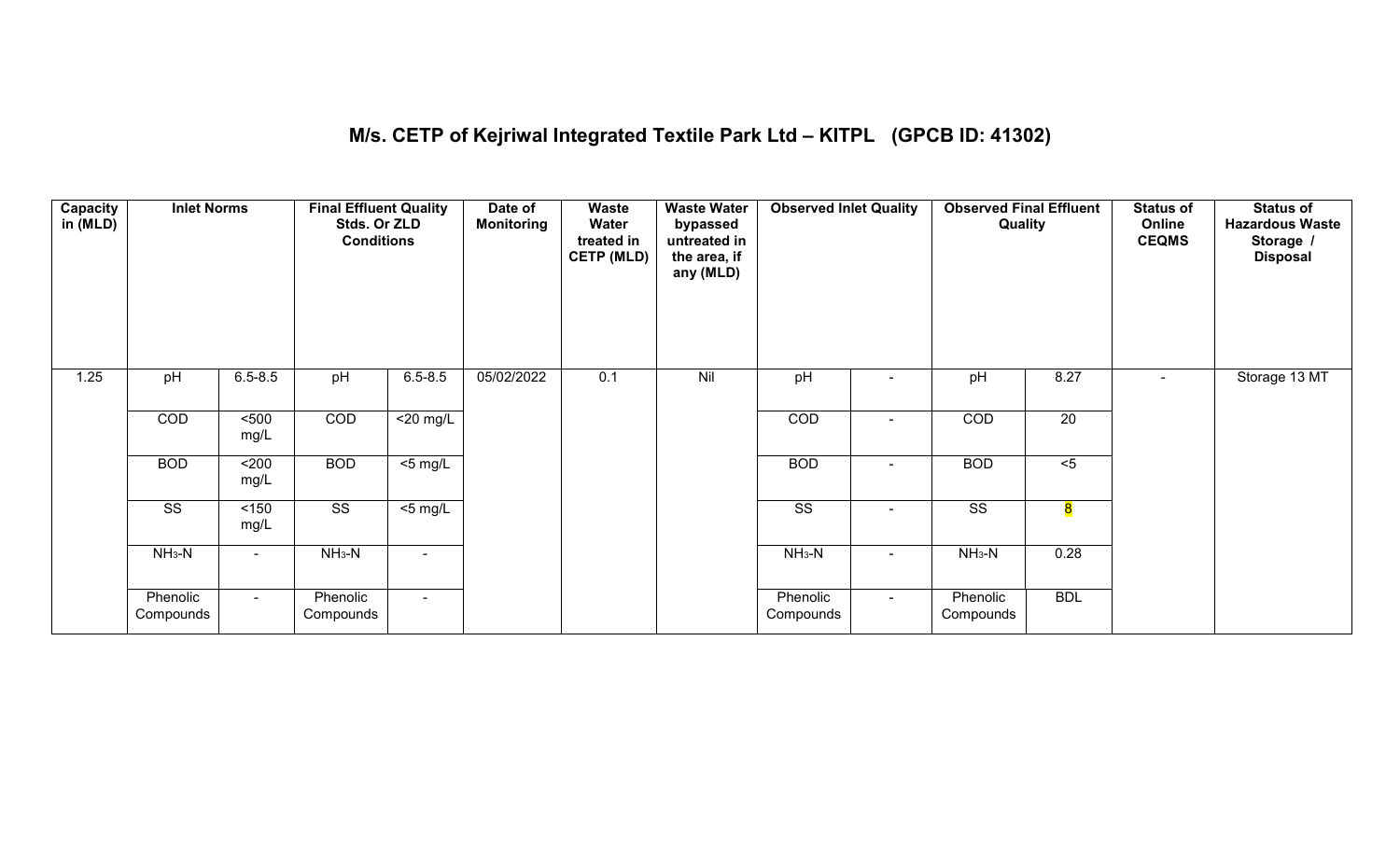# M/s. CETP of Kejriwal Integrated Textile Park Ltd – KITPL (GPCB ID: 41302)

| Capacity in (MLD) | Inlet Norms | | Final Effluent Quality Stds. Or ZLD Conditions | | Date of Monitoring | Waste Water treated in CETP (MLD) | Waste Water bypassed untreated in the area, if any (MLD) | Observed Inlet Quality | | Observed Final Effluent Quality | | Status of Online CEQMS | Status of Hazardous Waste Storage / Disposal |
|---|---|---|---|---|---|---|---|---|---|---|---|---|---|
| 1.25 | pH | 6.5-8.5 | pH | 6.5-8.5 | 05/02/2022 | 0.1 | Nil | pH | - | pH | 8.27 | - | Storage 13 MT |
| | COD | <500 mg/L | COD | <20 mg/L | | | | COD | - | COD | 20 | | |
| | BOD | <200 mg/L | BOD | <5 mg/L | | | | BOD | - | BOD | <5 | | |
| | SS | <150 mg/L | SS | <5 mg/L | | | | SS | - | SS | 8 | | |
| | $NH_3$-N | - | $NH_3$-N | - | | | | $NH_3$-N | - | $NH_3$-N | 0.28 | | |
| | Phenolic Compounds | - | Phenolic Compounds | - | | | | Phenolic Compounds | - | Phenolic Compounds | BDL | | |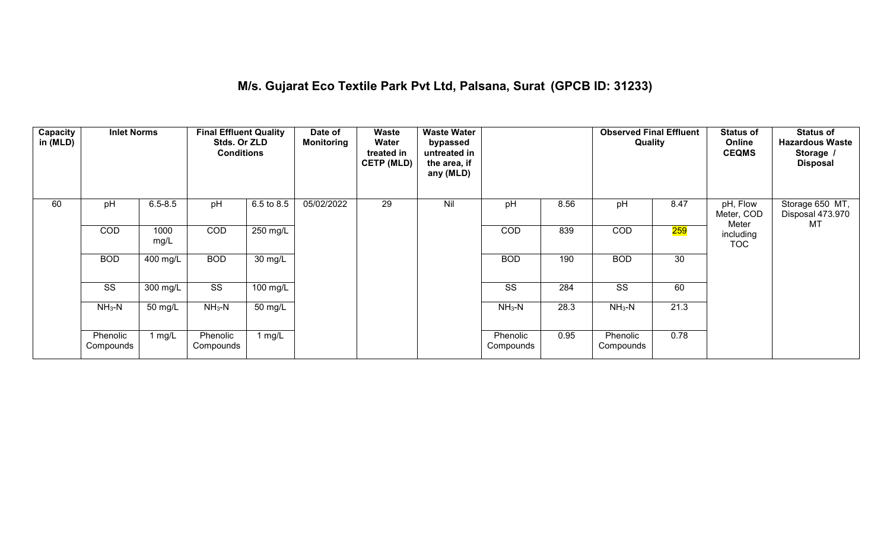## M/s. Gujarat Eco Textile Park Pvt Ltd, Palsana, Surat (GPCB ID: 31233)

| Capacity in (MLD) | Inlet Norms | | Final Effluent Quality Stds. Or ZLD Conditions | | Date of Monitoring | Waste Water treated in CETP (MLD) | Waste Water bypassed untreated in the area, if any (MLD) | | | Observed Final Effluent Quality | | Status of Online CEQMS | Status of Hazardous Waste Storage / Disposal |
|---|---|---|---|---|---|---|---|---|---|---|---|---|---|
| 60 | pH | 6.5-8.5 | pH | 6.5 to 8.5 | 05/02/2022 | 29 | Nil | pH | 8.56 | pH | 8.47 | pH, Flow Meter, COD Meter including TOC | Storage 650 MT, Disposal 473.970 MT |
| | COD | 1000 mg/L | COD | 250 mg/L | | | | COD | 839 | COD | 259 | | |
| | BOD | 400 mg/L | BOD | 30 mg/L | | | | BOD | 190 | BOD | 30 | | |
| | SS | 300 mg/L | SS | 100 mg/L | | | | SS | 284 | SS | 60 | | |
| | $NH_3$-N | 50 mg/L | $NH_3$-N | 50 mg/L | | | | $NH_3$-N | 28.3 | $NH_3$-N | 21.3 | | |
| | Phenolic Compounds | 1 mg/L | Phenolic Compounds | 1 mg/L | | | | Phenolic Compounds | 0.95 | Phenolic Compounds | 0.78 | | |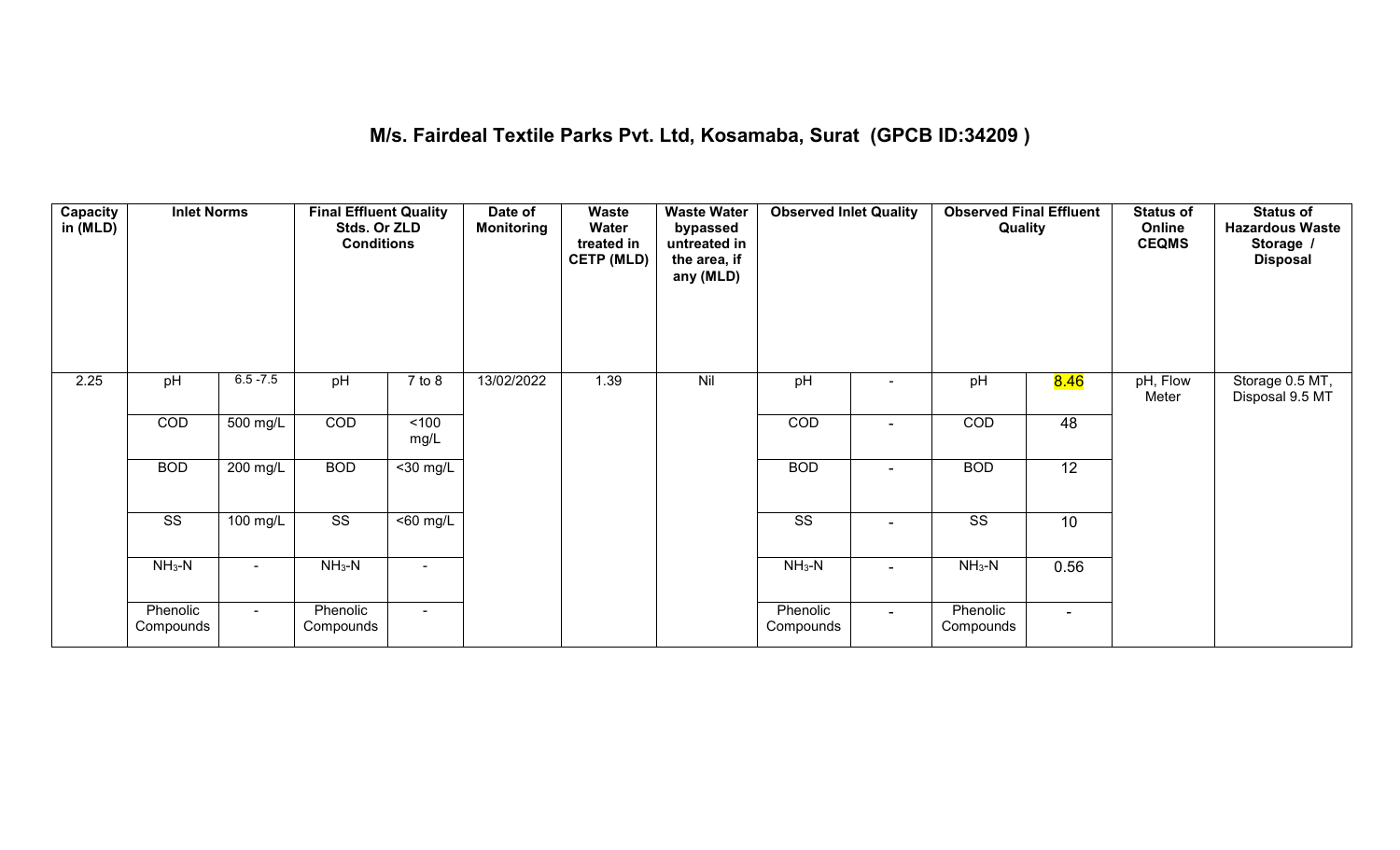# M/s. Fairdeal Textile Parks Pvt. Ltd, Kosamaba, Surat (GPCB ID:34209 )

| Capacity in (MLD) | Inlet Norms | | Final Effluent Quality Stds. Or ZLD Conditions | | Date of Monitoring | Waste Water treated in CETP (MLD) | Waste Water bypassed untreated in the area, if any (MLD) | Observed Inlet Quality | | Observed Final Effluent Quality | | Status of Online CEQMS | Status of Hazardous Waste Storage / Disposal |
|---|---|---|---|---|---|---|---|---|---|---|---|---|---|
| 2.25 | pH | 6.5 -7.5 | pH | 7 to 8 | 13/02/2022 | 1.39 | Nil | pH | - | pH | 8.46 | pH, Flow Meter | Storage 0.5 MT, Disposal 9.5 MT |
| | COD | 500 mg/L | COD | <100 mg/L | | | | COD | - | COD | 48 | | |
| | BOD | 200 mg/L | BOD | <30 mg/L | | | | BOD | - | BOD | 12 | | |
| | SS | 100 mg/L | SS | <60 mg/L | | | | SS | - | SS | 10 | | |
| | $NH_3$-N | - | $NH_3$-N | - | | | | $NH_3$-N | - | $NH_3$-N | 0.56 | | |
| | Phenolic Compounds | - | Phenolic Compounds | - | | | | Phenolic Compounds | - | Phenolic Compounds | - | | |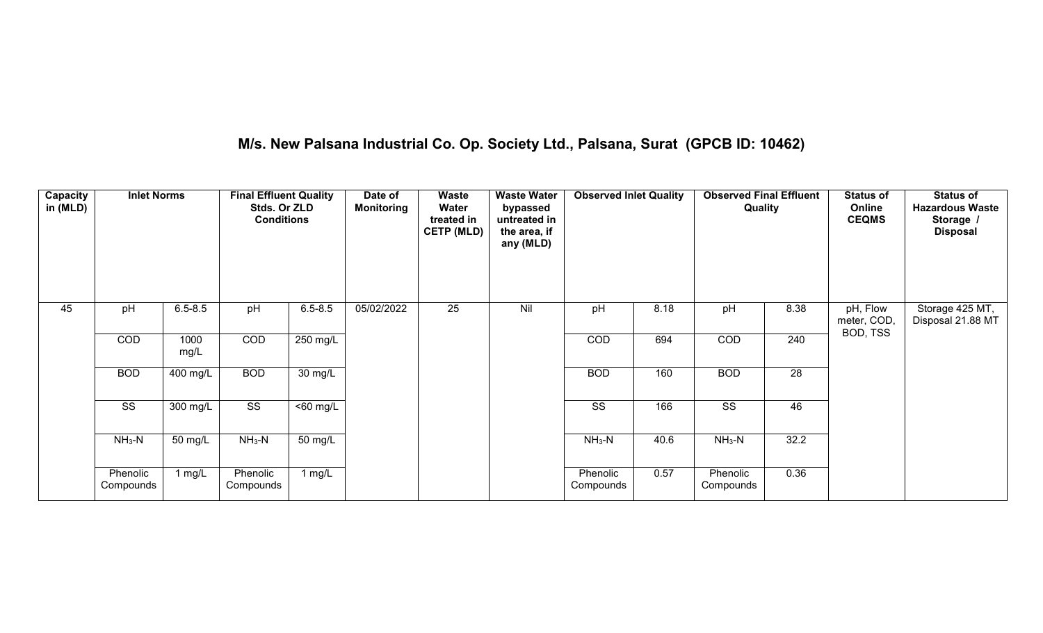## M/s. New Palsana Industrial Co. Op. Society Ltd., Palsana, Surat (GPCB ID: 10462)

| Capacity in (MLD) | Inlet Norms | | Final Effluent Quality Stds. Or ZLD Conditions | | Date of Monitoring | Waste Water treated in CETP (MLD) | Waste Water bypassed untreated in the area, if any (MLD) | Observed Inlet Quality | | Observed Final Effluent Quality | | Status of Online CEQMS | Status of Hazardous Waste Storage / Disposal |
|---|---|---|---|---|---|---|---|---|---|---|---|---|---|
| 45 | pH | 6.5-8.5 | pH | 6.5-8.5 | 05/02/2022 | 25 | Nil | pH | 8.18 | pH | 8.38 | pH, Flow meter, COD, BOD, TSS | Storage 425 MT, Disposal 21.88 MT |
| | COD | 1000 mg/L | COD | 250 mg/L | | | | COD | 694 | COD | 240 | | |
| | BOD | 400 mg/L | BOD | 30 mg/L | | | | BOD | 160 | BOD | 28 | | |
| | SS | 300 mg/L | SS | <60 mg/L | | | | SS | 166 | SS | 46 | | |
| | $NH_3$-N | 50 mg/L | $NH_3$-N | 50 mg/L | | | | $NH_3$-N | 40.6 | $NH_3$-N | 32.2 | | |
| | Phenolic Compounds | 1 mg/L | Phenolic Compounds | 1 mg/L | | | | Phenolic Compounds | 0.57 | Phenolic Compounds | 0.36 | | |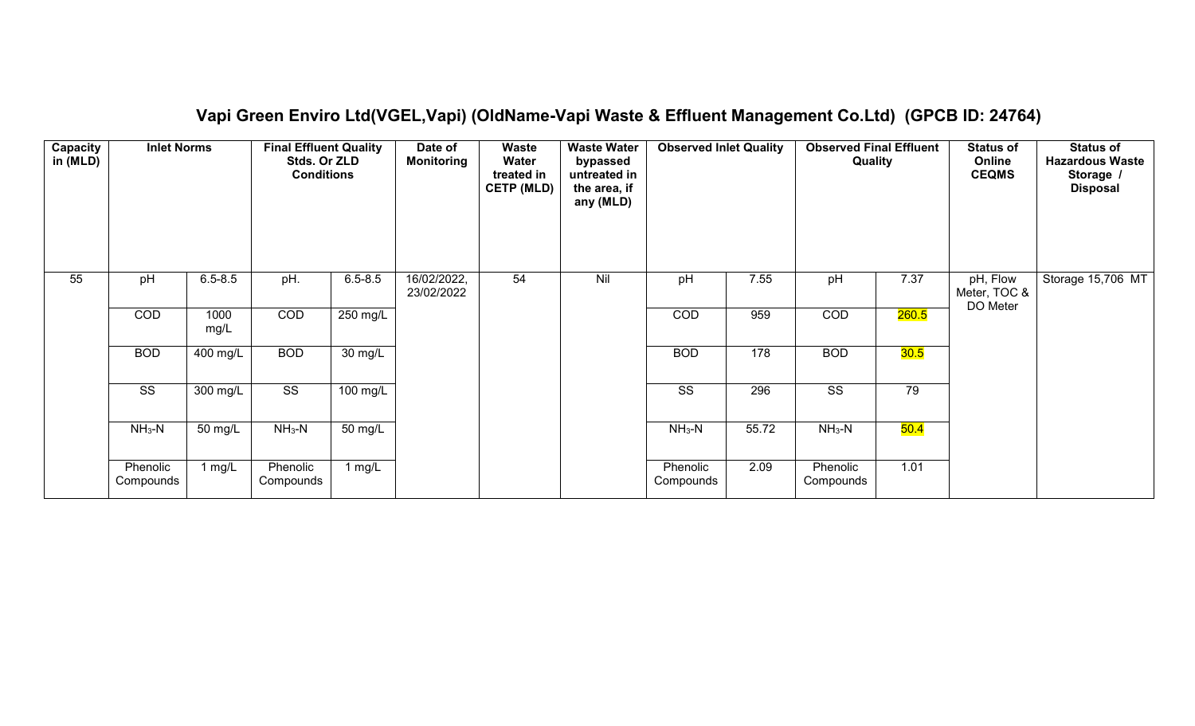## Vapi Green Enviro Ltd(VGEL,Vapi) (OldName-Vapi Waste & Effluent Management Co.Ltd) (GPCB ID: 24764)

| Capacity in (MLD) | Inlet Norms | | Final Effluent Quality Stds. Or ZLD Conditions | | Date of Monitoring | Waste Water treated in CETP (MLD) | Waste Water bypassed untreated in the area, if any (MLD) | Observed Inlet Quality | | Observed Final Effluent Quality | | Status of Online CEQMS | Status of Hazardous Waste Storage / Disposal |
|---|---|---|---|---|---|---|---|---|---|---|---|---|---|
| 55 | pH | 6.5-8.5 | pH. | 6.5-8.5 | 16/02/2022, 23/02/2022 | 54 | Nil | pH | 7.55 | pH | 7.37 | pH, Flow Meter, TOC & DO Meter | Storage 15,706 MT |
| | COD | 1000 mg/L | COD | 250 mg/L | | | | COD | 959 | COD | 260.5 | | |
| | BOD | 400 mg/L | BOD | 30 mg/L | | | | BOD | 178 | BOD | 30.5 | | |
| | SS | 300 mg/L | SS | 100 mg/L | | | | SS | 296 | SS | 79 | | |
| | $NH_3$-N | 50 mg/L | $NH_3$-N | 50 mg/L | | | | $NH_3$-N | 55.72 | $NH_3$-N | 50.4 | | |
| | Phenolic Compounds | 1 mg/L | Phenolic Compounds | 1 mg/L | | | | Phenolic Compounds | 2.09 | Phenolic Compounds | 1.01 | | |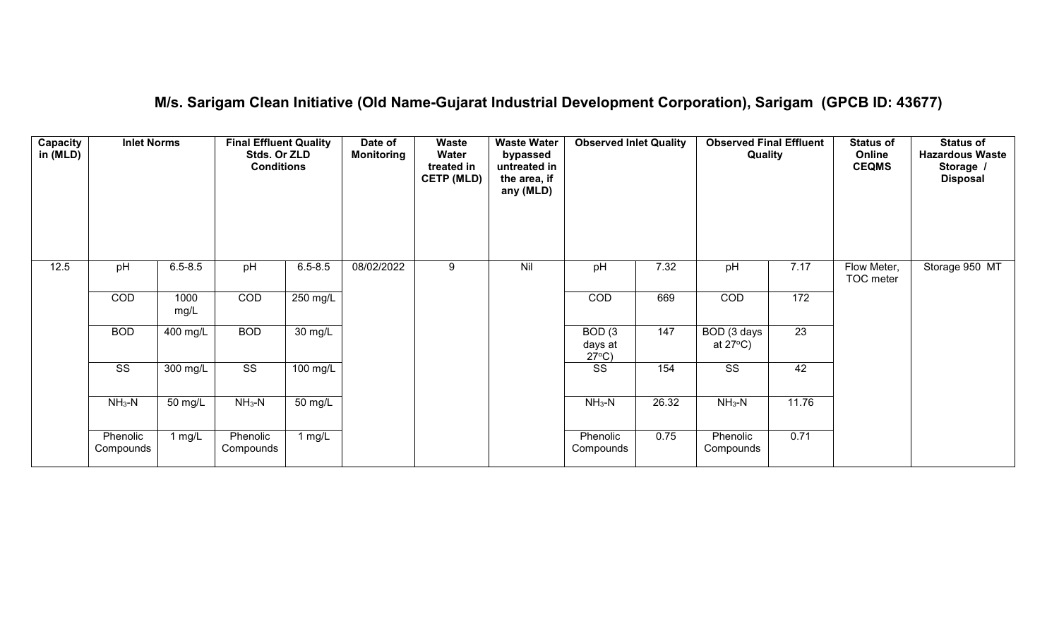## M/s. Sarigam Clean Initiative (Old Name-Gujarat Industrial Development Corporation), Sarigam (GPCB ID: 43677)

| Capacity in (MLD) | Inlet Norms | | Final Effluent Quality Stds. Or ZLD Conditions | | Date of Monitoring | Waste Water treated in CETP (MLD) | Waste Water bypassed untreated in the area, if any (MLD) | Observed Inlet Quality | | Observed Final Effluent Quality | | Status of Online CEQMS | Status of Hazardous Waste Storage / Disposal |
|---|---|---|---|---|---|---|---|---|---|---|---|---|---|
| 12.5 | pH | 6.5-8.5 | pH | 6.5-8.5 | 08/02/2022 | 9 | Nil | pH | 7.32 | pH | 7.17 | Flow Meter, TOC meter | Storage 950 MT |
| | COD | 1000 mg/L | COD | 250 mg/L | | | | COD | 669 | COD | 172 | | |
| | BOD | 400 mg/L | BOD | 30 mg/L | | | | BOD (3 days at 27°C) | 147 | BOD (3 days at 27°C) | 23 | | |
| | SS | 300 mg/L | SS | 100 mg/L | | | | SS | 154 | SS | 42 | | |
| | $NH_3$-N | 50 mg/L | $NH_3$-N | 50 mg/L | | | | $NH_3$-N | 26.32 | $NH_3$-N | 11.76 | | |
| | Phenolic Compounds | 1 mg/L | Phenolic Compounds | 1 mg/L | | | | Phenolic Compounds | 0.75 | Phenolic Compounds | 0.71 | | |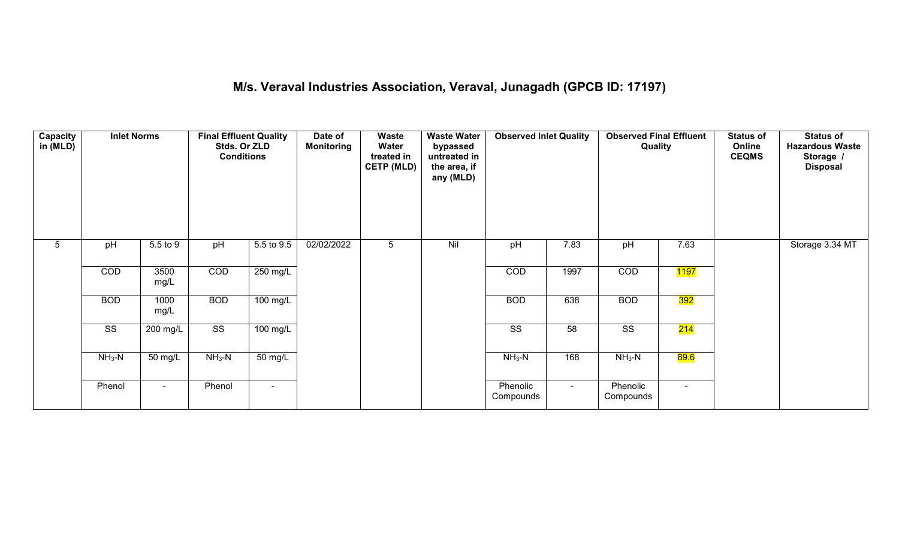# M/s. Veraval Industries Association, Veraval, Junagadh (GPCB ID: 17197)

| Capacity in (MLD) | Inlet Norms | | Final Effluent Quality Stds. Or ZLD Conditions | | Date of Monitoring | Waste Water treated in CETP (MLD) | Waste Water bypassed untreated in the area, if any (MLD) | Observed Inlet Quality | | Observed Final Effluent Quality | | Status of Online CEQMS | Status of Hazardous Waste Storage / Disposal |
|---|---|---|---|---|---|---|---|---|---|---|---|---|---|
| 5 | pH | 5.5 to 9 | pH | 5.5 to 9.5 | 02/02/2022 | 5 | Nil | pH | 7.83 | pH | 7.63 | | Storage 3.34 MT |
| | COD | 3500 mg/L | COD | 250 mg/L | | | | COD | 1997 | COD | 1197 | | |
| | BOD | 1000 mg/L | BOD | 100 mg/L | | | | BOD | 638 | BOD | 392 | | |
| | SS | 200 mg/L | SS | 100 mg/L | | | | SS | 58 | SS | 214 | | |
| | $NH_3$-N | 50 mg/L | $NH_3$-N | 50 mg/L | | | | $NH_3$-N | 168 | $NH_3$-N | 89.6 | | |
| | Phenol | - | Phenol | - | | | | Phenolic Compounds | - | Phenolic Compounds | - | | |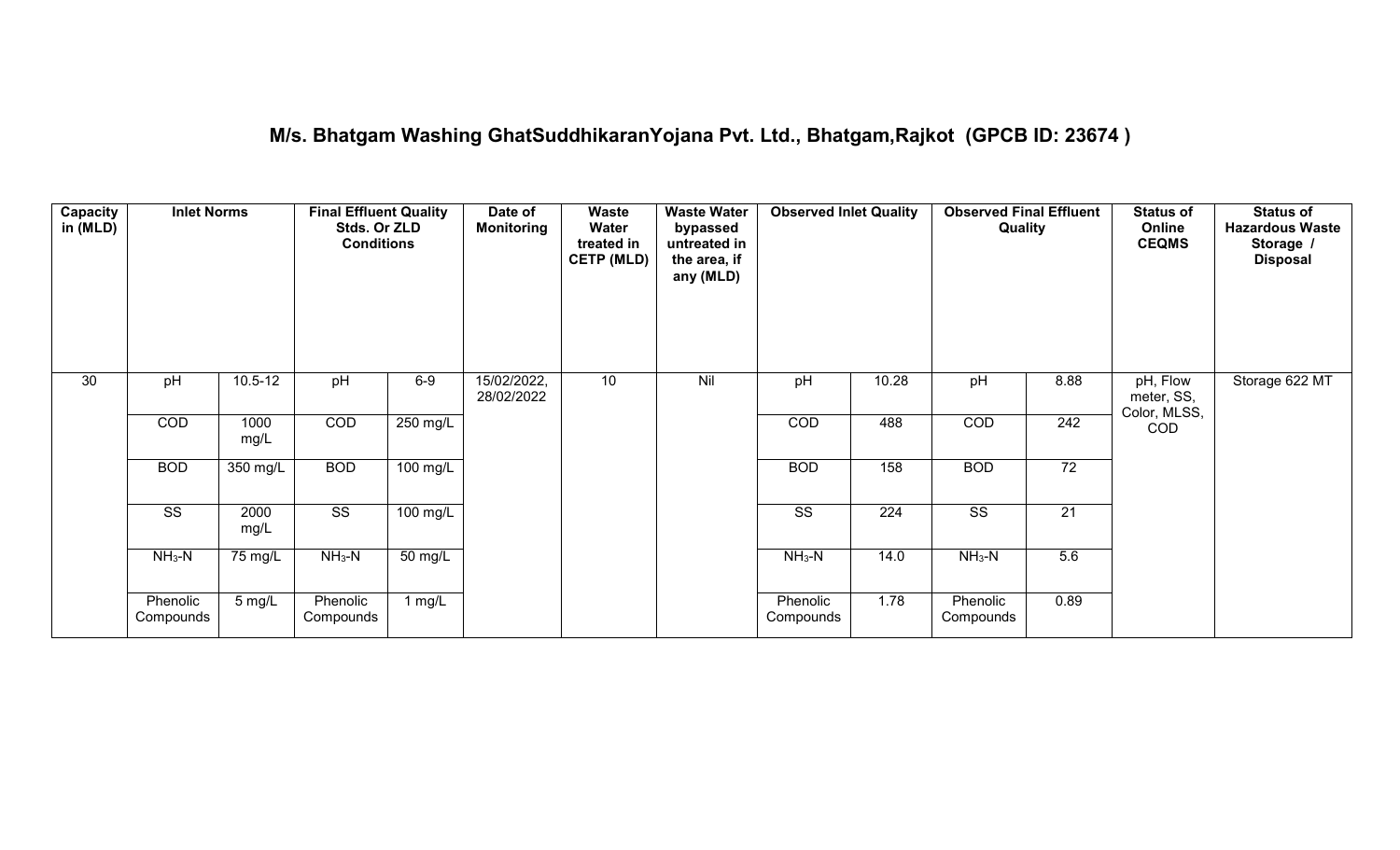## M/s. Bhatgam Washing GhatSuddhikaranYojana Pvt. Ltd., Bhatgam,Rajkot (GPCB ID: 23674 )

| Capacity in (MLD) | Inlet Norms | | Final Effluent Quality Stds. Or ZLD Conditions | | Date of Monitoring | Waste Water treated in CETP (MLD) | Waste Water bypassed untreated in the area, if any (MLD) | Observed Inlet Quality | | Observed Final Effluent Quality | | Status of Online CEQMS | Status of Hazardous Waste Storage / Disposal |
|---|---|---|---|---|---|---|---|---|---|---|---|---|---|
| 30 | pH | 10.5-12 | pH | 6-9 | 15/02/2022, 28/02/2022 | 10 | Nil | pH | 10.28 | pH | 8.88 | pH, Flow meter, SS, Color, MLSS, COD | Storage 622 MT |
| | COD | 1000 mg/L | COD | 250 mg/L | | | | COD | 488 | COD | 242 | | |
| | BOD | 350 mg/L | BOD | 100 mg/L | | | | BOD | 158 | BOD | 72 | | |
| | SS | 2000 mg/L | SS | 100 mg/L | | | | SS | 224 | SS | 21 | | |
| | $NH_3$-N | 75 mg/L | $NH_3$-N | 50 mg/L | | | | $NH_3$-N | 14.0 | $NH_3$-N | 5.6 | | |
| | Phenolic Compounds | 5 mg/L | Phenolic Compounds | 1 mg/L | | | | Phenolic Compounds | 1.78 | Phenolic Compounds | 0.89 | | |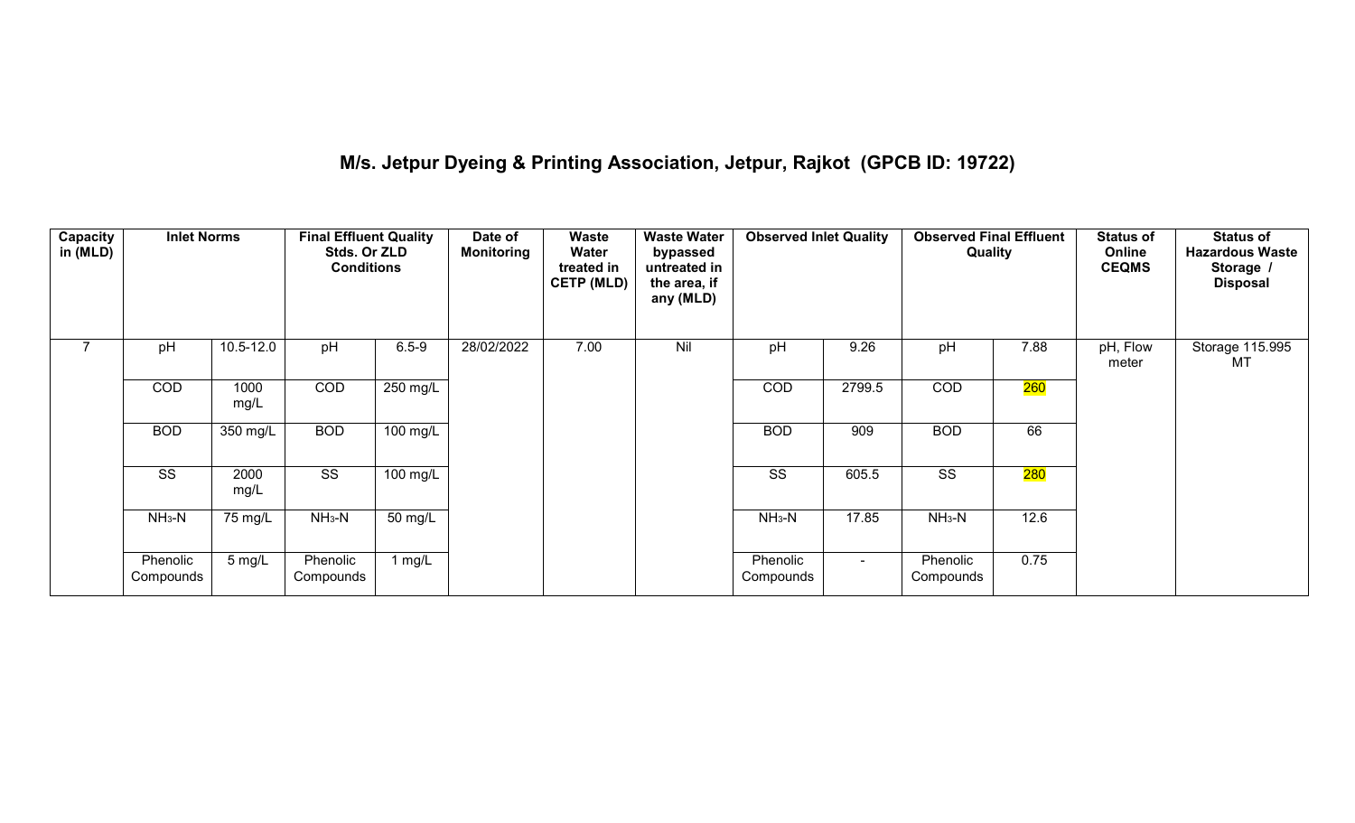## M/s. Jetpur Dyeing & Printing Association, Jetpur, Rajkot (GPCB ID: 19722)

| Capacity in (MLD) | Inlet Norms | | Final Effluent Quality Stds. Or ZLD Conditions | | Date of Monitoring | Waste Water treated in CETP (MLD) | Waste Water bypassed untreated in the area, if any (MLD) | Observed Inlet Quality | | Observed Final Effluent Quality | | Status of Online CEQMS | Status of Hazardous Waste Storage / Disposal |
|---|---|---|---|---|---|---|---|---|---|---|---|---|---|
| 7 | pH | 10.5-12.0 | pH | 6.5-9 | 28/02/2022 | 7.00 | Nil | pH | 9.26 | pH | 7.88 | pH, Flow meter | Storage 115.995 MT |
| | COD | 1000 mg/L | COD | 250 mg/L | | | | COD | 2799.5 | COD | 260 | | |
| | BOD | 350 mg/L | BOD | 100 mg/L | | | | BOD | 909 | BOD | 66 | | |
| | SS | 2000 mg/L | SS | 100 mg/L | | | | SS | 605.5 | SS | 280 | | |
| | $NH_3$-N | 75 mg/L | $NH_3$-N | 50 mg/L | | | | $NH_3$-N | 17.85 | $NH_3$-N | 12.6 | | |
| | Phenolic Compounds | 5 mg/L | Phenolic Compounds | 1 mg/L | | | | Phenolic Compounds | - | Phenolic Compounds | 0.75 | | |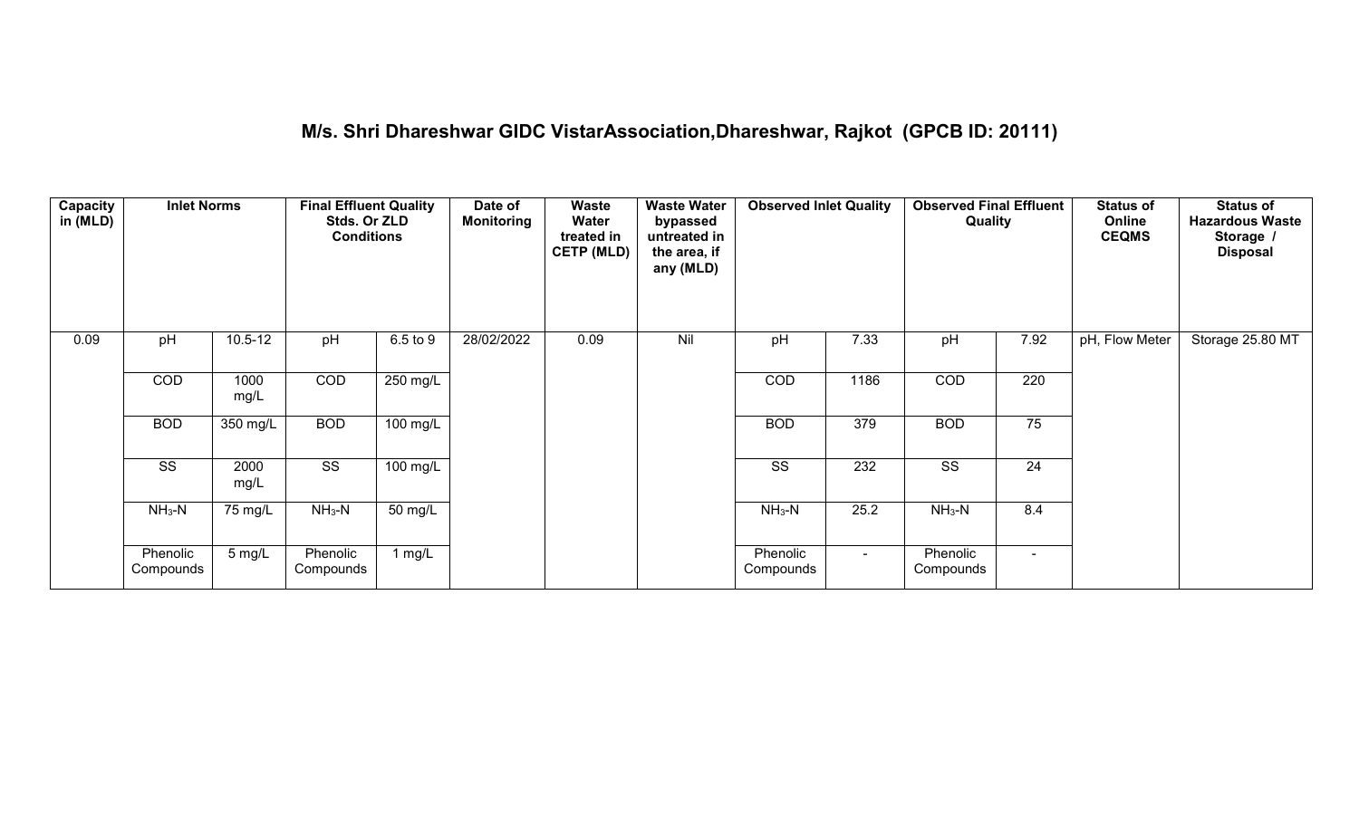## M/s. Shri Dhareshwar GIDC VistarAssociation,Dhareshwar, Rajkot (GPCB ID: 20111)

| Capacity in (MLD) | Inlet Norms | | Final Effluent Quality Stds. Or ZLD Conditions | | Date of Monitoring | Waste Water treated in CETP (MLD) | Waste Water bypassed untreated in the area, if any (MLD) | Observed Inlet Quality | | Observed Final Effluent Quality | | Status of Online CEQMS | Status of Hazardous Waste Storage / Disposal |
|---|---|---|---|---|---|---|---|---|---|---|---|---|---|
| 0.09 | pH | 10.5-12 | pH | 6.5 to 9 | 28/02/2022 | 0.09 | Nil | pH | 7.33 | pH | 7.92 | pH, Flow Meter | Storage 25.80 MT |
| | COD | 1000 mg/L | COD | 250 mg/L | | | | COD | 1186 | COD | 220 | | |
| | BOD | 350 mg/L | BOD | 100 mg/L | | | | BOD | 379 | BOD | 75 | | |
| | SS | 2000 mg/L | SS | 100 mg/L | | | | SS | 232 | SS | 24 | | |
| | $NH_3$-N | 75 mg/L | $NH_3$-N | 50 mg/L | | | | $NH_3$-N | 25.2 | $NH_3$-N | 8.4 | | |
| | Phenolic Compounds | 5 mg/L | Phenolic Compounds | 1 mg/L | | | | Phenolic Compounds | - | Phenolic Compounds | - | | |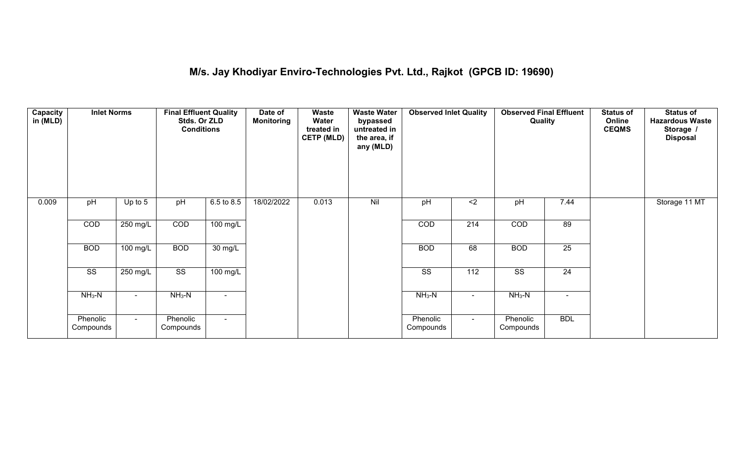## M/s. Jay Khodiyar Enviro-Technologies Pvt. Ltd., Rajkot (GPCB ID: 19690)

| Capacity in (MLD) | Inlet Norms | | Final Effluent Quality Stds. Or ZLD Conditions | | Date of Monitoring | Waste Water treated in CETP (MLD) | Waste Water bypassed untreated in the area, if any (MLD) | Observed Inlet Quality | | Observed Final Effluent Quality | | Status of Online CEQMS | Status of Hazardous Waste Storage / Disposal |
|---|---|---|---|---|---|---|---|---|---|---|---|---|---|
| 0.009 | pH | Up to 5 | pH | 6.5 to 8.5 | 18/02/2022 | 0.013 | Nil | pH | <2 | pH | 7.44 | | Storage 11 MT |
| | COD | 250 mg/L | COD | 100 mg/L | | | | COD | 214 | COD | 89 | | |
| | BOD | 100 mg/L | BOD | 30 mg/L | | | | BOD | 68 | BOD | 25 | | |
| | SS | 250 mg/L | SS | 100 mg/L | | | | SS | 112 | SS | 24 | | |
| | $NH_3$-N | - | $NH_3$-N | - | | | | $NH_3$-N | - | $NH_3$-N | - | | |
| | Phenolic Compounds | - | Phenolic Compounds | - | | | | Phenolic Compounds | - | Phenolic Compounds | BDL | | |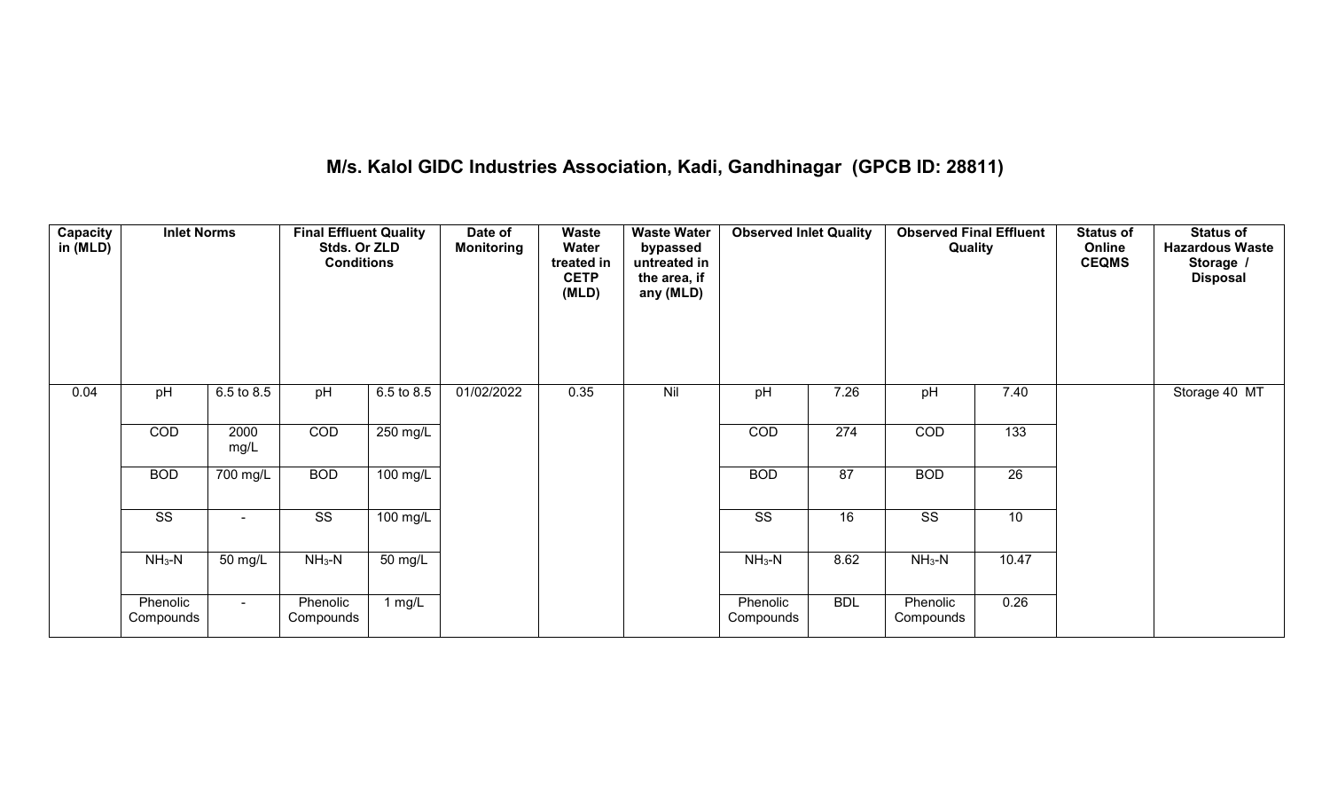## M/s. Kalol GIDC Industries Association, Kadi, Gandhinagar (GPCB ID: 28811)

| Capacity in (MLD) | Inlet Norms | | Final Effluent Quality Stds. Or ZLD Conditions | | Date of Monitoring | Waste Water treated in CETP (MLD) | Waste Water bypassed untreated in the area, if any (MLD) | Observed Inlet Quality | | Observed Final Effluent Quality | | Status of Online CEQMS | Status of Hazardous Waste Storage / Disposal |
|---|---|---|---|---|---|---|---|---|---|---|---|---|---|
| 0.04 | pH | 6.5 to 8.5 | pH | 6.5 to 8.5 | 01/02/2022 | 0.35 | Nil | pH | 7.26 | pH | 7.40 | | Storage 40 MT |
| | COD | 2000 mg/L | COD | 250 mg/L | | | | COD | 274 | COD | 133 | | |
| | BOD | 700 mg/L | BOD | 100 mg/L | | | | BOD | 87 | BOD | 26 | | |
| | SS | - | SS | 100 mg/L | | | | SS | 16 | SS | 10 | | |
| | $NH_3$-N | 50 mg/L | $NH_3$-N | 50 mg/L | | | | $NH_3$-N | 8.62 | $NH_3$-N | 10.47 | | |
| | Phenolic Compounds | - | Phenolic Compounds | 1 mg/L | | | | Phenolic Compounds | BDL | Phenolic Compounds | 0.26 | | |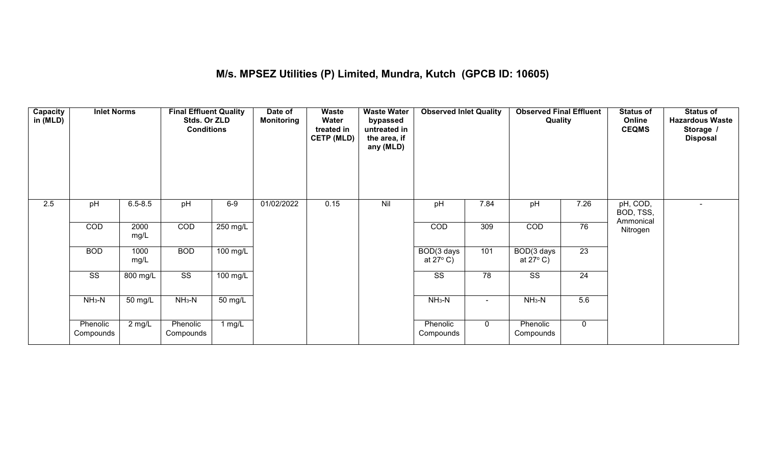# M/s. MPSEZ Utilities (P) Limited, Mundra, Kutch (GPCB ID: 10605)

| Capacity in (MLD) | Inlet Norms | | Final Effluent Quality Stds. Or ZLD Conditions | | Date of Monitoring | Waste Water treated in CETP (MLD) | Waste Water bypassed untreated in the area, if any (MLD) | Observed Inlet Quality | | Observed Final Effluent Quality | | Status of Online CEQMS | Status of Hazardous Waste Storage / Disposal |
|---|---|---|---|---|---|---|---|---|---|---|---|---|---|
| 2.5 | pH | 6.5-8.5 | pH | 6-9 | 01/02/2022 | 0.15 | Nil | pH | 7.84 | pH | 7.26 | pH, COD, BOD, TSS, Ammonical Nitrogen | - |
| | COD | 2000 mg/L | COD | 250 mg/L | | | | COD | 309 | COD | 76 | | |
| | BOD | 1000 mg/L | BOD | 100 mg/L | | | | BOD(3 days at 27° C) | 101 | BOD(3 days at 27° C) | 23 | | |
| | SS | 800 mg/L | SS | 100 mg/L | | | | SS | 78 | SS | 24 | | |
| | $NH_3$-N | 50 mg/L | $NH_3$-N | 50 mg/L | | | | $NH_3$-N | - | $NH_3$-N | 5.6 | | |
| | Phenolic Compounds | 2 mg/L | Phenolic Compounds | 1 mg/L | | | | Phenolic Compounds | 0 | Phenolic Compounds | 0 | | |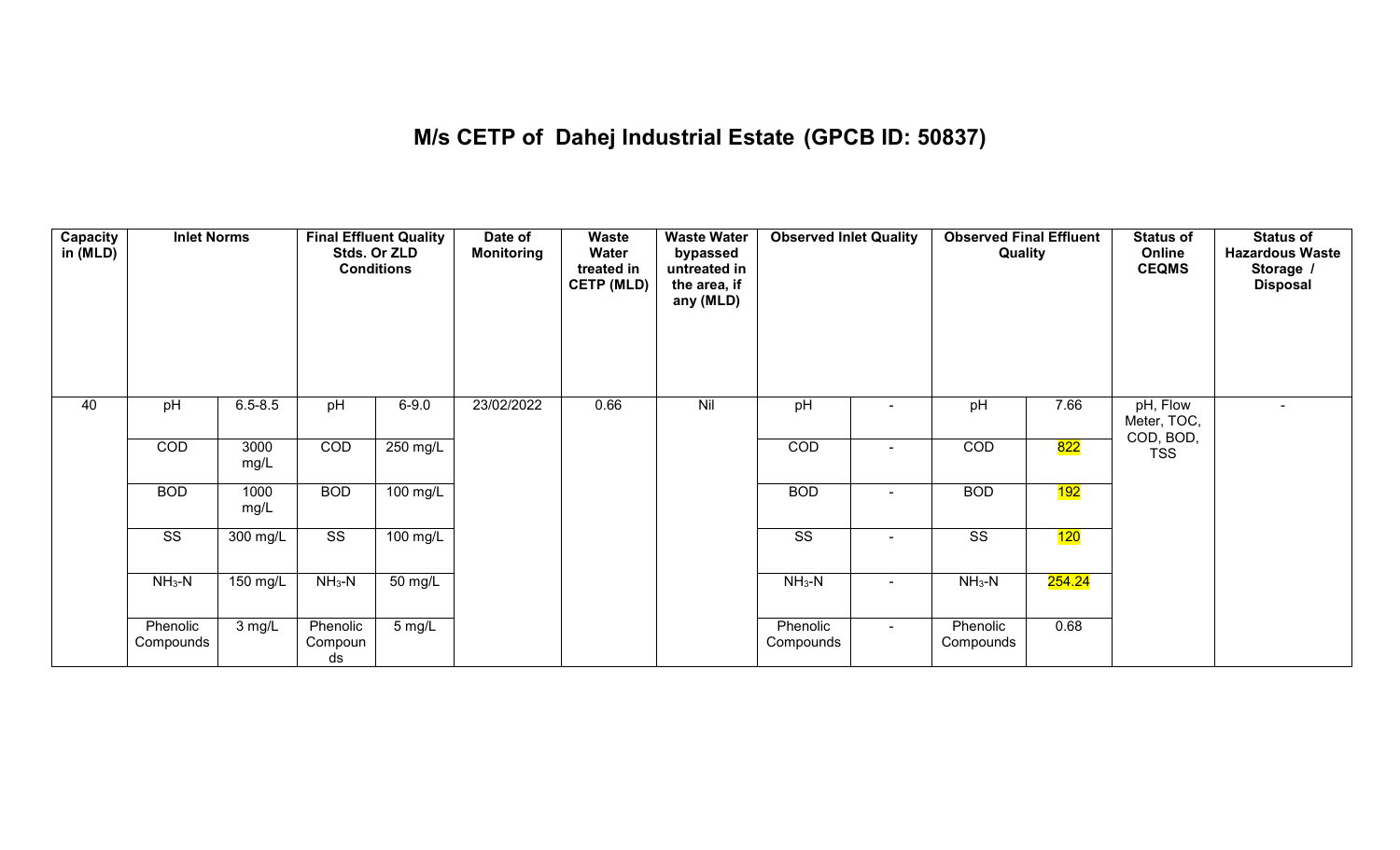# M/s CETP of Dahej Industrial Estate (GPCB ID: 50837)

| Capacity in (MLD) | Inlet Norms | | Final Effluent Quality Stds. Or ZLD Conditions | | Date of Monitoring | Waste Water treated in CETP (MLD) | Waste Water bypassed untreated in the area, if any (MLD) | Observed Inlet Quality | | Observed Final Effluent Quality | | Status of Online CEQMS | Status of Hazardous Waste Storage / Disposal |
|---|---|---|---|---|---|---|---|---|---|---|---|---|---|
| 40 | pH | 6.5-8.5 | pH | 6-9.0 | 23/02/2022 | 0.66 | Nil | pH | - | pH | 7.66 | pH, Flow Meter, TOC, COD, BOD, TSS | - |
| | COD | 3000 mg/L | COD | 250 mg/L | | | | COD | - | COD | 822 | | |
| | BOD | 1000 mg/L | BOD | 100 mg/L | | | | BOD | - | BOD | 192 | | |
| | SS | 300 mg/L | SS | 100 mg/L | | | | SS | - | SS | 120 | | |
| | $NH_3$-N | 150 mg/L | $NH_3$-N | 50 mg/L | | | | $NH_3$-N | - | $NH_3$-N | 254.24 | | |
| | Phenolic Compounds | 3 mg/L | Phenolic Compounds | 5 mg/L | | | | Phenolic Compounds | - | Phenolic Compounds | 0.68 | | |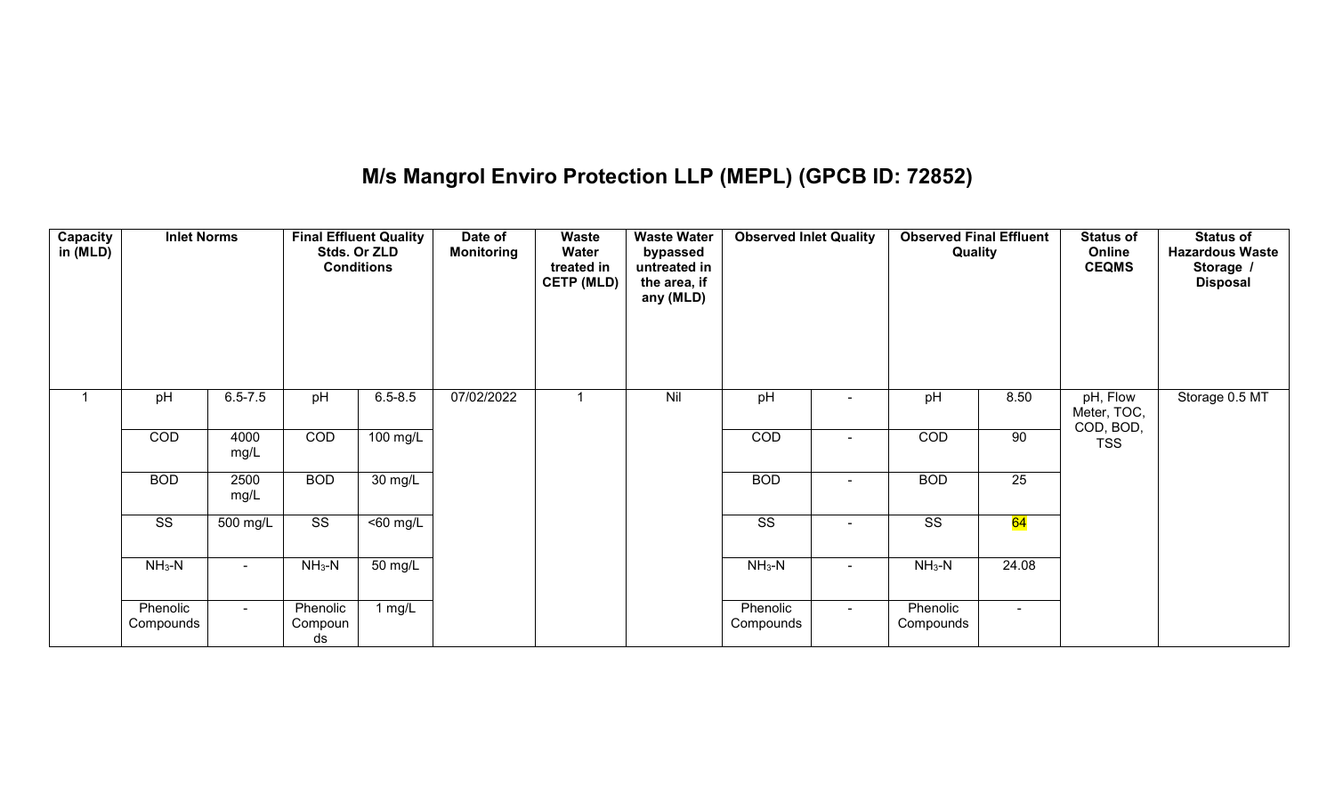## M/s Mangrol Enviro Protection LLP (MEPL) (GPCB ID: 72852)

| Capacity in (MLD) | Inlet Norms | | Final Effluent Quality Stds. Or ZLD Conditions | | Date of Monitoring | Waste Water treated in CETP (MLD) | Waste Water bypassed untreated in the area, if any (MLD) | Observed Inlet Quality | | Observed Final Effluent Quality | | Status of Online CEQMS | Status of Hazardous Waste Storage / Disposal |
|---|---|---|---|---|---|---|---|---|---|---|---|---|---|
| 1 | pH | 6.5-7.5 | pH | 6.5-8.5 | 07/02/2022 | 1 | Nil | pH | - | pH | 8.50 | pH, Flow Meter, TOC, COD, BOD, TSS | Storage 0.5 MT |
| | COD | 4000 mg/L | COD | 100 mg/L | | | | COD | - | COD | 90 | | |
| | BOD | 2500 mg/L | BOD | 30 mg/L | | | | BOD | - | BOD | 25 | | |
| | SS | 500 mg/L | SS | <60 mg/L | | | | SS | - | SS | 64 | | |
| | $NH_3$-N | - | $NH_3$-N | 50 mg/L | | | | $NH_3$-N | - | $NH_3$-N | 24.08 | | |
| | Phenolic Compounds | - | Phenolic Compounds | 1 mg/L | | | | Phenolic Compounds | - | Phenolic Compounds | - | | |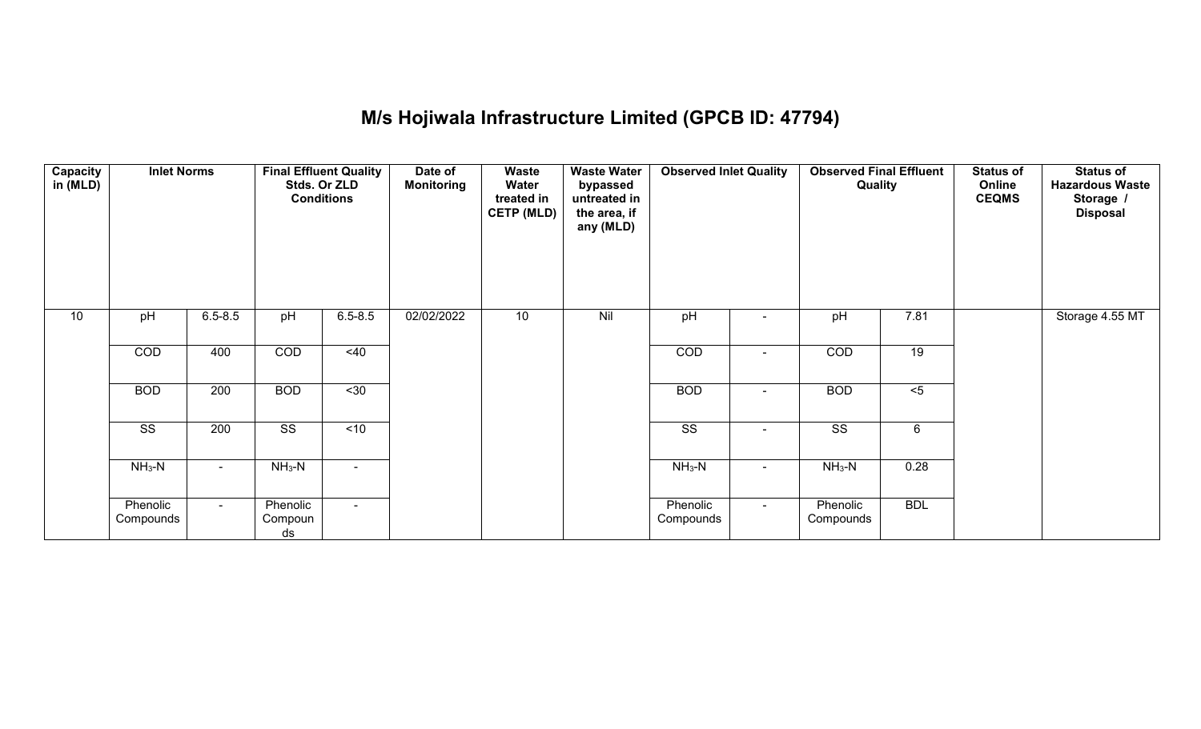# M/s Hojiwala Infrastructure Limited (GPCB ID: 47794)

| Capacity in (MLD) | Inlet Norms | | Final Effluent Quality Stds. Or ZLD Conditions | | Date of Monitoring | Waste Water treated in CETP (MLD) | Waste Water bypassed untreated in the area, if any (MLD) | Observed Inlet Quality | | Observed Final Effluent Quality | | Status of Online CEQMS | Status of Hazardous Waste Storage / Disposal |
|---|---|---|---|---|---|---|---|---|---|---|---|---|---|
| 10 | pH | 6.5-8.5 | pH | 6.5-8.5 | 02/02/2022 | 10 | Nil | pH | - | pH | 7.81 | | Storage 4.55 MT |
| | COD | 400 | COD | <40 | | | | COD | - | COD | 19 | | |
| | BOD | 200 | BOD | <30 | | | | BOD | - | BOD | <5 | | |
| | SS | 200 | SS | <10 | | | | SS | - | SS | 6 | | |
| | $NH_3$-N | - | $NH_3$-N | - | | | | $NH_3$-N | - | $NH_3$-N | 0.28 | | |
| | Phenolic Compounds | - | Phenolic Compounds | - | | | | Phenolic Compounds | - | Phenolic Compounds | BDL | | |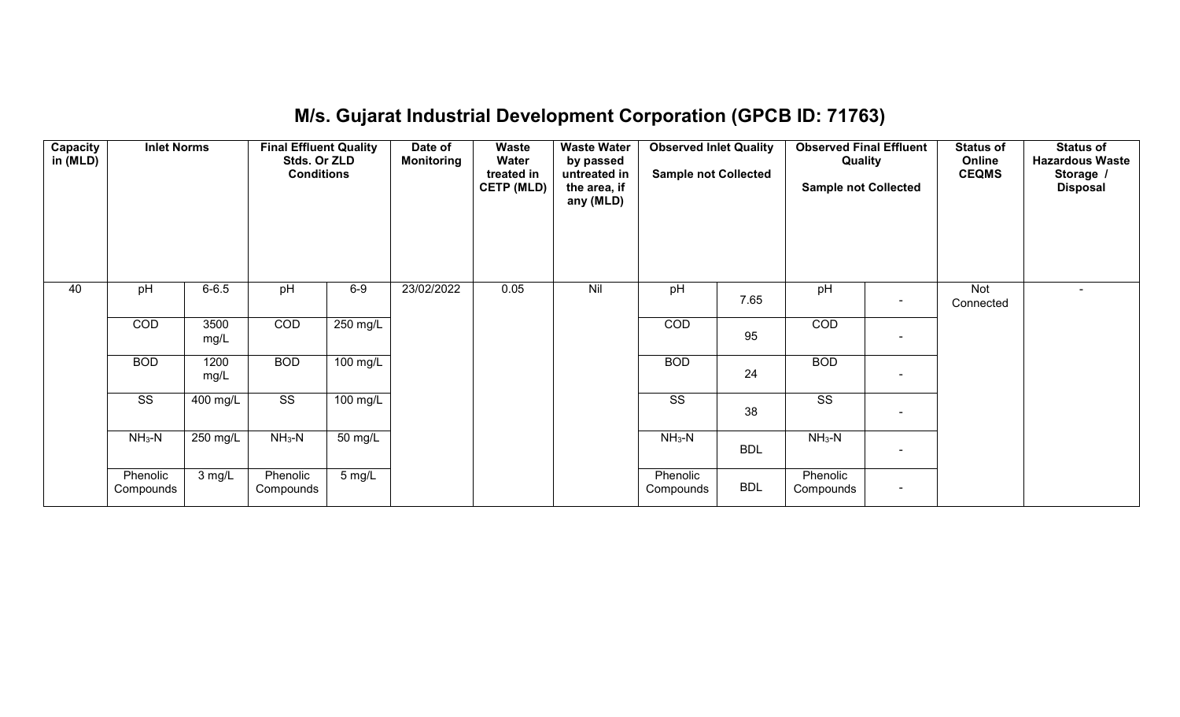# M/s. Gujarat Industrial Development Corporation (GPCB ID: 71763)

| Capacity in (MLD) | Inlet Norms | | Final Effluent Quality Stds. Or ZLD Conditions | | Date of Monitoring | Waste Water treated in CETP (MLD) | Waste Water by passed untreated in the area, if any (MLD) | Observed Inlet Quality Sample not Collected | | Observed Final Effluent Quality Sample not Collected | | Status of Online CEQMS | Status of Hazardous Waste Storage / Disposal |
|---|---|---|---|---|---|---|---|---|---|---|---|---|---|
| 40 | pH | 6-6.5 | pH | 6-9 | 23/02/2022 | 0.05 | Nil | pH | 7.65 | pH | - | Not Connected | - |
| | COD | 3500 mg/L | COD | 250 mg/L | | | | COD | 95 | COD | - | | |
| | BOD | 1200 mg/L | BOD | 100 mg/L | | | | BOD | 24 | BOD | - | | |
| | SS | 400 mg/L | SS | 100 mg/L | | | | SS | 38 | SS | - | | |
| | $NH_3$-N | 250 mg/L | $NH_3$-N | 50 mg/L | | | | $NH_3$-N | BDL | $NH_3$-N | - | | |
| | Phenolic Compounds | 3 mg/L | Phenolic Compounds | 5 mg/L | | | | Phenolic Compounds | BDL | Phenolic Compounds | - | | |